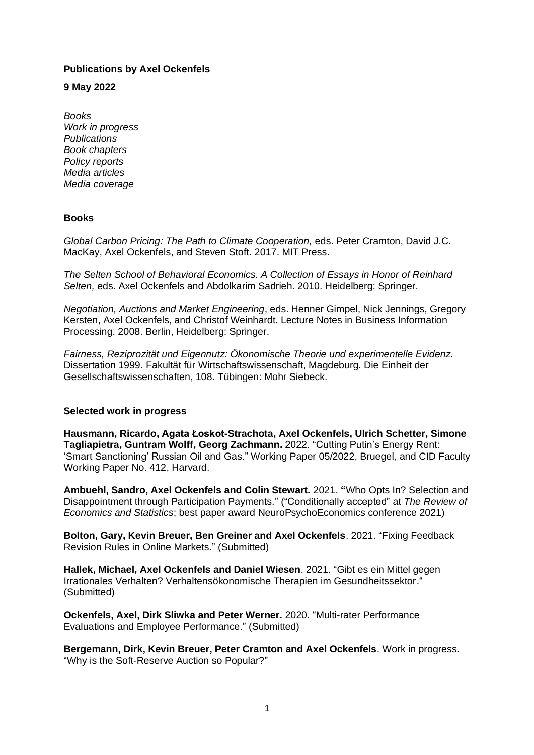**Publications by Axel Ockenfels**

**9 May 2022**

*Books*
*Work in progress*
*Publications*
*Book chapters*
*Policy reports*
*Media articles*
*Media coverage*

## Books

*Global Carbon Pricing: The Path to Climate Cooperation,* eds. Peter Cramton, David J.C. MacKay, Axel Ockenfels, and Steven Stoft. 2017. MIT Press.

*The Selten School of Behavioral Economics. A Collection of Essays in Honor of Reinhard Selten,* eds. Axel Ockenfels and Abdolkarim Sadrieh. 2010. Heidelberg: Springer.

*Negotiation, Auctions and Market Engineering*, eds. Henner Gimpel, Nick Jennings, Gregory Kersten, Axel Ockenfels, and Christof Weinhardt. Lecture Notes in Business Information Processing. 2008. Berlin, Heidelberg: Springer.

*Fairness, Reziprozität und Eigennutz: Ökonomische Theorie und experimentelle Evidenz.* Dissertation 1999. Fakultät für Wirtschaftswissenschaft, Magdeburg. Die Einheit der Gesellschaftswissenschaften, 108. Tübingen: Mohr Siebeck.

## Selected work in progress

**Hausmann, Ricardo, Agata Łoskot-Strachota, Axel Ockenfels, Ulrich Schetter, Simone Tagliapietra, Guntram Wolff, Georg Zachmann.** 2022. "Cutting Putin's Energy Rent: 'Smart Sanctioning' Russian Oil and Gas." Working Paper 05/2022, Bruegel, and CID Faculty Working Paper No. 412, Harvard.

**Ambuehl, Sandro, Axel Ockenfels and Colin Stewart.** 2021. **"**Who Opts In? Selection and Disappointment through Participation Payments." ("Conditionally accepted" at *The Review of Economics and Statistics*; best paper award NeuroPsychoEconomics conference 2021)

**Bolton, Gary, Kevin Breuer, Ben Greiner and Axel Ockenfels**. 2021. "Fixing Feedback Revision Rules in Online Markets." (Submitted)

**Hallek, Michael, Axel Ockenfels and Daniel Wiesen**. 2021. "Gibt es ein Mittel gegen Irrationales Verhalten? Verhaltensökonomische Therapien im Gesundheitssektor." (Submitted)

**Ockenfels, Axel, Dirk Sliwka and Peter Werner.** 2020. "Multi-rater Performance Evaluations and Employee Performance." (Submitted)

**Bergemann, Dirk, Kevin Breuer, Peter Cramton and Axel Ockenfels**. Work in progress. "Why is the Soft-Reserve Auction so Popular?"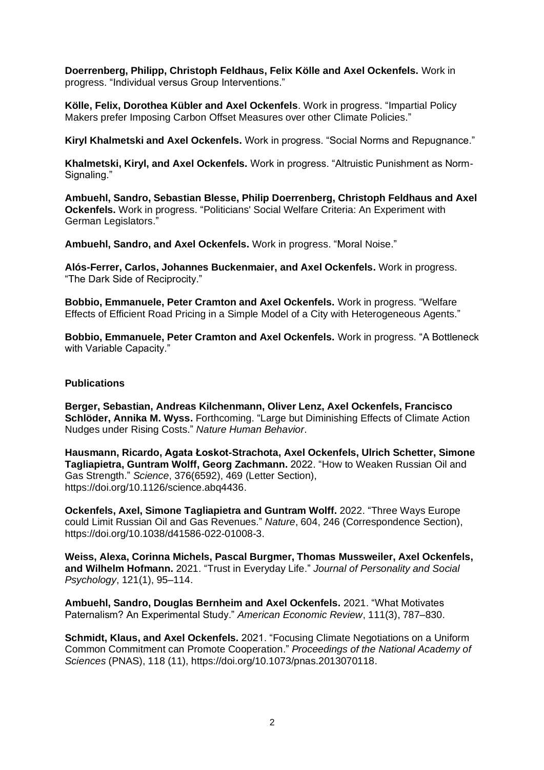**Doerrenberg, Philipp, Christoph Feldhaus, Felix Kölle and Axel Ockenfels.** Work in progress. “Individual versus Group Interventions.”

**Kölle, Felix, Dorothea Kübler and Axel Ockenfels**. Work in progress. “Impartial Policy Makers prefer Imposing Carbon Offset Measures over other Climate Policies.”

**Kiryl Khalmetski and Axel Ockenfels.** Work in progress. “Social Norms and Repugnance.”

**Khalmetski, Kiryl, and Axel Ockenfels.** Work in progress. “Altruistic Punishment as Norm-Signaling.”

**Ambuehl, Sandro, Sebastian Blesse, Philip Doerrenberg, Christoph Feldhaus and Axel Ockenfels.** Work in progress. “Politicians' Social Welfare Criteria: An Experiment with German Legislators.”

**Ambuehl, Sandro, and Axel Ockenfels.** Work in progress. “Moral Noise.”

**Alós-Ferrer, Carlos, Johannes Buckenmaier, and Axel Ockenfels.** Work in progress. “The Dark Side of Reciprocity.”

**Bobbio, Emmanuele, Peter Cramton and Axel Ockenfels.** Work in progress. “Welfare Effects of Efficient Road Pricing in a Simple Model of a City with Heterogeneous Agents.”

**Bobbio, Emmanuele, Peter Cramton and Axel Ockenfels.** Work in progress. “A Bottleneck with Variable Capacity.”

**Publications**

**Berger, Sebastian, Andreas Kilchenmann, Oliver Lenz, Axel Ockenfels, Francisco Schlöder, Annika M. Wyss.** Forthcoming. “Large but Diminishing Effects of Climate Action Nudges under Rising Costs.” *Nature Human Behavior*.

**Hausmann, Ricardo, Agata Łoskot-Strachota, Axel Ockenfels, Ulrich Schetter, Simone Tagliapietra, Guntram Wolff, Georg Zachmann.** 2022. “How to Weaken Russian Oil and Gas Strength.” *Science*, 376(6592), 469 (Letter Section), https://doi.org/10.1126/science.abq4436.

**Ockenfels, Axel, Simone Tagliapietra and Guntram Wolff.** 2022. “Three Ways Europe could Limit Russian Oil and Gas Revenues.” *Nature*, 604, 246 (Correspondence Section), https://doi.org/10.1038/d41586-022-01008-3.

**Weiss, Alexa, Corinna Michels, Pascal Burgmer, Thomas Mussweiler, Axel Ockenfels, and Wilhelm Hofmann.** 2021. “Trust in Everyday Life.” *Journal of Personality and Social Psychology*, 121(1), 95–114.

**Ambuehl, Sandro, Douglas Bernheim and Axel Ockenfels.** 2021. “What Motivates Paternalism? An Experimental Study.” *American Economic Review*, 111(3), 787–830.

**Schmidt, Klaus, and Axel Ockenfels.** 2021. “Focusing Climate Negotiations on a Uniform Common Commitment can Promote Cooperation.” *Proceedings of the National Academy of Sciences* (PNAS), 118 (11), https://doi.org/10.1073/pnas.2013070118.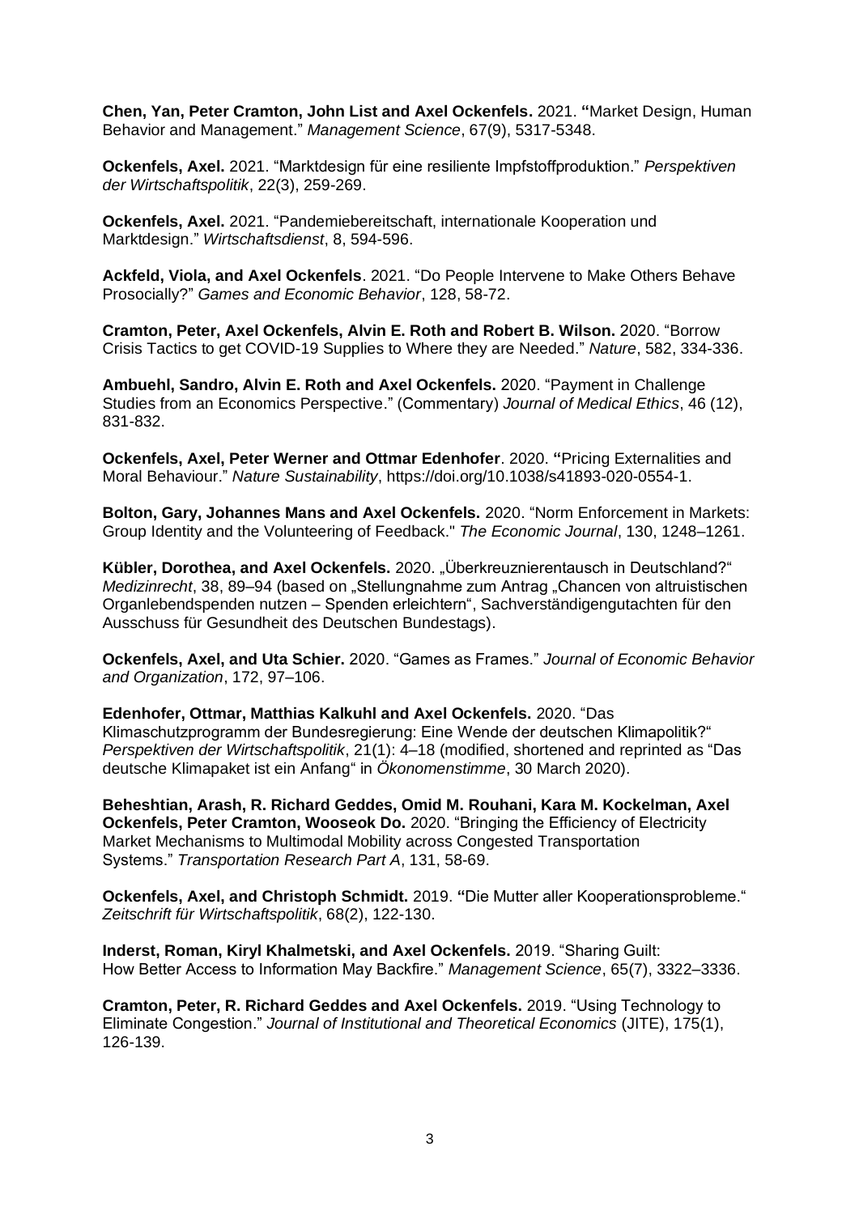**Chen, Yan, Peter Cramton, John List and Axel Ockenfels.** 2021. "Market Design, Human Behavior and Management." *Management Science*, 67(9), 5317-5348.

**Ockenfels, Axel.** 2021. "Marktdesign für eine resiliente Impfstoffproduktion." *Perspektiven der Wirtschaftspolitik*, 22(3), 259-269.

**Ockenfels, Axel.** 2021. "Pandemiebereitschaft, internationale Kooperation und Marktdesign." *Wirtschaftsdienst*, 8, 594-596.

**Ackfeld, Viola, and Axel Ockenfels**. 2021. "Do People Intervene to Make Others Behave Prosocially?" *Games and Economic Behavior*, 128, 58-72.

**Cramton, Peter, Axel Ockenfels, Alvin E. Roth and Robert B. Wilson.** 2020. "Borrow Crisis Tactics to get COVID-19 Supplies to Where they are Needed." *Nature*, 582, 334-336.

**Ambuehl, Sandro, Alvin E. Roth and Axel Ockenfels.** 2020. "Payment in Challenge Studies from an Economics Perspective." (Commentary) *Journal of Medical Ethics*, 46 (12), 831-832.

**Ockenfels, Axel, Peter Werner and Ottmar Edenhofer**. 2020. "Pricing Externalities and Moral Behaviour." *Nature Sustainability*, https://doi.org/10.1038/s41893-020-0554-1.

**Bolton, Gary, Johannes Mans and Axel Ockenfels.** 2020. "Norm Enforcement in Markets: Group Identity and the Volunteering of Feedback." *The Economic Journal*, 130, 1248–1261.

**Kübler, Dorothea, and Axel Ockenfels.** 2020. „Überkreuznierentausch in Deutschland?" *Medizinrecht*, 38, 89–94 (based on „Stellungnahme zum Antrag „Chancen von altruistischen Organlebendspenden nutzen – Spenden erleichtern", Sachverständigengutachten für den Ausschuss für Gesundheit des Deutschen Bundestags).

**Ockenfels, Axel, and Uta Schier.** 2020. "Games as Frames." *Journal of Economic Behavior and Organization*, 172, 97–106.

**Edenhofer, Ottmar, Matthias Kalkuhl and Axel Ockenfels.** 2020. "Das Klimaschutzprogramm der Bundesregierung: Eine Wende der deutschen Klimapolitik?" *Perspektiven der Wirtschaftspolitik*, 21(1): 4–18 (modified, shortened and reprinted as "Das deutsche Klimapaket ist ein Anfang" in *Ökonomenstimme*, 30 March 2020).

**Beheshtian, Arash, R. Richard Geddes, Omid M. Rouhani, Kara M. Kockelman, Axel Ockenfels, Peter Cramton, Wooseok Do.** 2020. "Bringing the Efficiency of Electricity Market Mechanisms to Multimodal Mobility across Congested Transportation Systems." *Transportation Research Part A*, 131, 58-69.

**Ockenfels, Axel, and Christoph Schmidt.** 2019. "Die Mutter aller Kooperationsprobleme." *Zeitschrift für Wirtschaftspolitik*, 68(2), 122-130.

**Inderst, Roman, Kiryl Khalmetski, and Axel Ockenfels.** 2019. "Sharing Guilt: How Better Access to Information May Backfire." *Management Science*, 65(7), 3322–3336.

**Cramton, Peter, R. Richard Geddes and Axel Ockenfels.** 2019. "Using Technology to Eliminate Congestion." *Journal of Institutional and Theoretical Economics* (JITE), 175(1), 126-139.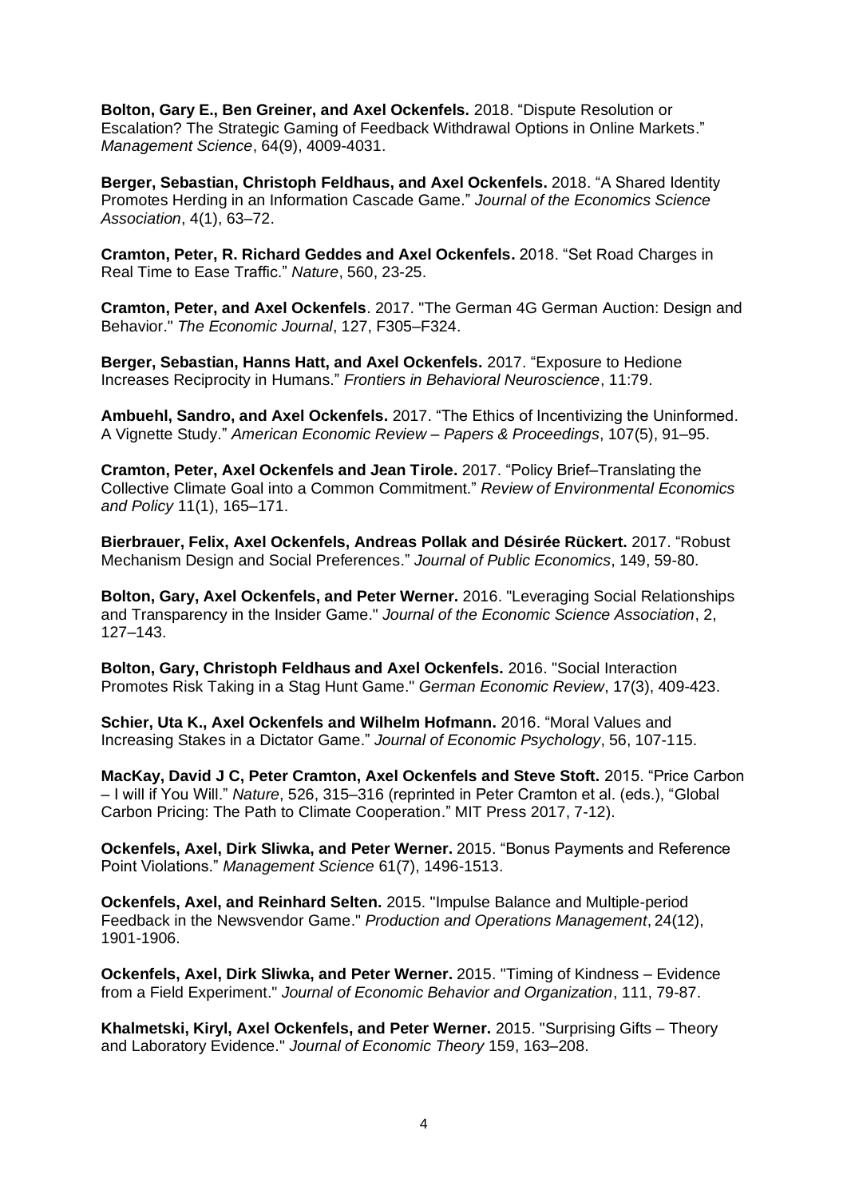**Bolton, Gary E., Ben Greiner, and Axel Ockenfels.** 2018. "Dispute Resolution or Escalation? The Strategic Gaming of Feedback Withdrawal Options in Online Markets." *Management Science*, 64(9), 4009-4031.

**Berger, Sebastian, Christoph Feldhaus, and Axel Ockenfels.** 2018. "A Shared Identity Promotes Herding in an Information Cascade Game." *Journal of the Economics Science Association*, 4(1), 63–72.

**Cramton, Peter, R. Richard Geddes and Axel Ockenfels.** 2018. "Set Road Charges in Real Time to Ease Traffic." *Nature*, 560, 23-25.

**Cramton, Peter, and Axel Ockenfels**. 2017. "The German 4G German Auction: Design and Behavior." *The Economic Journal*, 127, F305–F324.

**Berger, Sebastian, Hanns Hatt, and Axel Ockenfels.** 2017. "Exposure to Hedione Increases Reciprocity in Humans." *Frontiers in Behavioral Neuroscience*, 11:79.

**Ambuehl, Sandro, and Axel Ockenfels.** 2017. "The Ethics of Incentivizing the Uninformed. A Vignette Study." *American Economic Review – Papers & Proceedings*, 107(5), 91–95.

**Cramton, Peter, Axel Ockenfels and Jean Tirole.** 2017. "Policy Brief–Translating the Collective Climate Goal into a Common Commitment." *Review of Environmental Economics and Policy* 11(1), 165–171.

**Bierbrauer, Felix, Axel Ockenfels, Andreas Pollak and Désirée Rückert.** 2017. "Robust Mechanism Design and Social Preferences." *Journal of Public Economics*, 149, 59-80.

**Bolton, Gary, Axel Ockenfels, and Peter Werner.** 2016. "Leveraging Social Relationships and Transparency in the Insider Game." *Journal of the Economic Science Association*, 2, 127–143.

**Bolton, Gary, Christoph Feldhaus and Axel Ockenfels.** 2016. "Social Interaction Promotes Risk Taking in a Stag Hunt Game." *German Economic Review*, 17(3), 409-423.

**Schier, Uta K., Axel Ockenfels and Wilhelm Hofmann.** 2016. "Moral Values and Increasing Stakes in a Dictator Game." *Journal of Economic Psychology*, 56, 107-115.

**MacKay, David J C, Peter Cramton, Axel Ockenfels and Steve Stoft.** 2015. "Price Carbon – I will if You Will." *Nature*, 526, 315–316 (reprinted in Peter Cramton et al. (eds.), "Global Carbon Pricing: The Path to Climate Cooperation." MIT Press 2017, 7-12).

**Ockenfels, Axel, Dirk Sliwka, and Peter Werner.** 2015. "Bonus Payments and Reference Point Violations." *Management Science* 61(7), 1496-1513.

**Ockenfels, Axel, and Reinhard Selten.** 2015. "Impulse Balance and Multiple-period Feedback in the Newsvendor Game." *Production and Operations Management*, 24(12), 1901-1906.

**Ockenfels, Axel, Dirk Sliwka, and Peter Werner.** 2015. "Timing of Kindness – Evidence from a Field Experiment." *Journal of Economic Behavior and Organization*, 111, 79-87.

**Khalmetski, Kiryl, Axel Ockenfels, and Peter Werner.** 2015. "Surprising Gifts – Theory and Laboratory Evidence." *Journal of Economic Theory* 159, 163–208.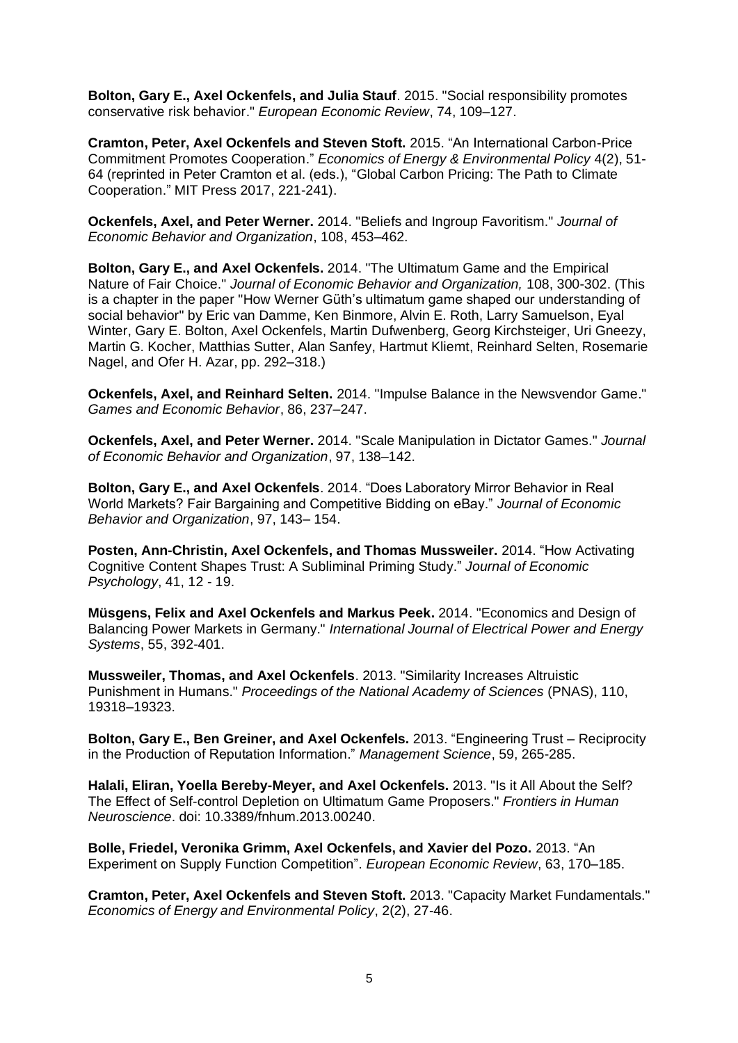**Bolton, Gary E., Axel Ockenfels, and Julia Stauf**. 2015. "Social responsibility promotes conservative risk behavior." *European Economic Review*, 74, 109–127.

**Cramton, Peter, Axel Ockenfels and Steven Stoft.** 2015. "An International Carbon-Price Commitment Promotes Cooperation." *Economics of Energy & Environmental Policy* 4(2), 51-64 (reprinted in Peter Cramton et al. (eds.), "Global Carbon Pricing: The Path to Climate Cooperation." MIT Press 2017, 221-241).

**Ockenfels, Axel, and Peter Werner.** 2014. "Beliefs and Ingroup Favoritism." *Journal of Economic Behavior and Organization*, 108, 453–462.

**Bolton, Gary E., and Axel Ockenfels.** 2014. "The Ultimatum Game and the Empirical Nature of Fair Choice." *Journal of Economic Behavior and Organization,* 108, 300-302. (This is a chapter in the paper "How Werner Güth's ultimatum game shaped our understanding of social behavior" by Eric van Damme, Ken Binmore, Alvin E. Roth, Larry Samuelson, Eyal Winter, Gary E. Bolton, Axel Ockenfels, Martin Dufwenberg, Georg Kirchsteiger, Uri Gneezy, Martin G. Kocher, Matthias Sutter, Alan Sanfey, Hartmut Kliemt, Reinhard Selten, Rosemarie Nagel, and Ofer H. Azar, pp. 292–318.)

**Ockenfels, Axel, and Reinhard Selten.** 2014. "Impulse Balance in the Newsvendor Game." *Games and Economic Behavior*, 86, 237–247.

**Ockenfels, Axel, and Peter Werner.** 2014. "Scale Manipulation in Dictator Games." *Journal of Economic Behavior and Organization*, 97, 138–142.

**Bolton, Gary E., and Axel Ockenfels**. 2014. "Does Laboratory Mirror Behavior in Real World Markets? Fair Bargaining and Competitive Bidding on eBay." *Journal of Economic Behavior and Organization*, 97, 143– 154.

**Posten, Ann-Christin, Axel Ockenfels, and Thomas Mussweiler.** 2014. "How Activating Cognitive Content Shapes Trust: A Subliminal Priming Study." *Journal of Economic Psychology*, 41, 12 - 19.

**Müsgens, Felix and Axel Ockenfels and Markus Peek.** 2014. "Economics and Design of Balancing Power Markets in Germany." *International Journal of Electrical Power and Energy Systems*, 55, 392-401.

**Mussweiler, Thomas, and Axel Ockenfels**. 2013. "Similarity Increases Altruistic Punishment in Humans." *Proceedings of the National Academy of Sciences* (PNAS), 110, 19318–19323.

**Bolton, Gary E., Ben Greiner, and Axel Ockenfels.** 2013. "Engineering Trust – Reciprocity in the Production of Reputation Information." *Management Science*, 59, 265-285.

**Halali, Eliran, Yoella Bereby-Meyer, and Axel Ockenfels.** 2013. "Is it All About the Self? The Effect of Self-control Depletion on Ultimatum Game Proposers." *Frontiers in Human Neuroscience*. doi: 10.3389/fnhum.2013.00240.

**Bolle, Friedel, Veronika Grimm, Axel Ockenfels, and Xavier del Pozo.** 2013. "An Experiment on Supply Function Competition". *European Economic Review*, 63, 170–185.

**Cramton, Peter, Axel Ockenfels and Steven Stoft.** 2013. "Capacity Market Fundamentals." *Economics of Energy and Environmental Policy*, 2(2), 27-46.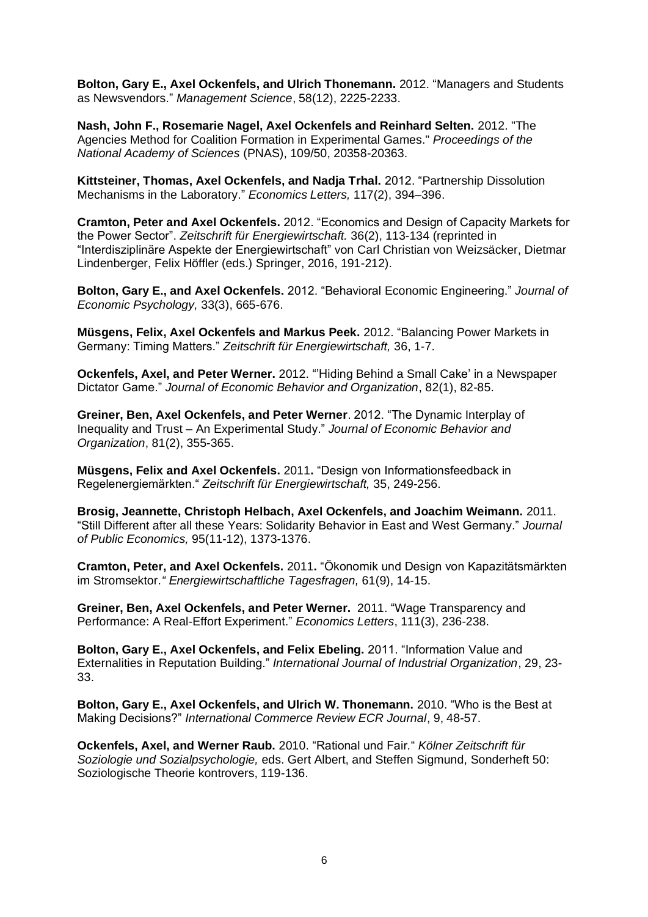**Bolton, Gary E., Axel Ockenfels, and Ulrich Thonemann.** 2012. “Managers and Students as Newsvendors.” *Management Science*, 58(12), 2225-2233.

**Nash, John F., Rosemarie Nagel, Axel Ockenfels and Reinhard Selten.** 2012. "The Agencies Method for Coalition Formation in Experimental Games." *Proceedings of the National Academy of Sciences* (PNAS), 109/50, 20358-20363.

**Kittsteiner, Thomas, Axel Ockenfels, and Nadja Trhal.** 2012. “Partnership Dissolution Mechanisms in the Laboratory.” *Economics Letters,* 117(2), 394–396.

**Cramton, Peter and Axel Ockenfels.** 2012. “Economics and Design of Capacity Markets for the Power Sector”. *Zeitschrift für Energiewirtschaft.* 36(2), 113-134 (reprinted in “Interdisziplinäre Aspekte der Energiewirtschaft” von Carl Christian von Weizsäcker, Dietmar Lindenberger, Felix Höffler (eds.) Springer, 2016, 191-212).

**Bolton, Gary E., and Axel Ockenfels.** 2012. “Behavioral Economic Engineering.” *Journal of Economic Psychology,* 33(3), 665-676.

**Müsgens, Felix, Axel Ockenfels and Markus Peek.** 2012. “Balancing Power Markets in Germany: Timing Matters.” *Zeitschrift für Energiewirtschaft,* 36, 1-7.

**Ockenfels, Axel, and Peter Werner.** 2012. “’Hiding Behind a Small Cake’ in a Newspaper Dictator Game.” *Journal of Economic Behavior and Organization*, 82(1), 82-85.

**Greiner, Ben, Axel Ockenfels, and Peter Werner**. 2012. “The Dynamic Interplay of Inequality and Trust – An Experimental Study.” *Journal of Economic Behavior and Organization*, 81(2), 355-365.

**Müsgens, Felix and Axel Ockenfels.** 2011**.** “Design von Informationsfeedback in Regelenergiemärkten.“ *Zeitschrift für Energiewirtschaft,* 35, 249-256.

**Brosig, Jeannette, Christoph Helbach, Axel Ockenfels, and Joachim Weimann.** 2011. “Still Different after all these Years: Solidarity Behavior in East and West Germany.” *Journal of Public Economics,* 95(11-12), 1373-1376.

**Cramton, Peter, and Axel Ockenfels.** 2011**.** “Ökonomik und Design von Kapazitätsmärkten im Stromsektor.*“ Energiewirtschaftliche Tagesfragen,* 61(9), 14-15.

**Greiner, Ben, Axel Ockenfels, and Peter Werner.** 2011. “Wage Transparency and Performance: A Real-Effort Experiment.” *Economics Letters*, 111(3), 236-238.

**Bolton, Gary E., Axel Ockenfels, and Felix Ebeling.** 2011. “Information Value and Externalities in Reputation Building.” *International Journal of Industrial Organization*, 29, 23-33.

**Bolton, Gary E., Axel Ockenfels, and Ulrich W. Thonemann.** 2010. “Who is the Best at Making Decisions?” *International Commerce Review ECR Journal*, 9, 48-57.

**Ockenfels, Axel, and Werner Raub.** 2010. “Rational und Fair.“ *Kölner Zeitschrift für Soziologie und Sozialpsychologie,* eds. Gert Albert, and Steffen Sigmund, Sonderheft 50: Soziologische Theorie kontrovers, 119-136.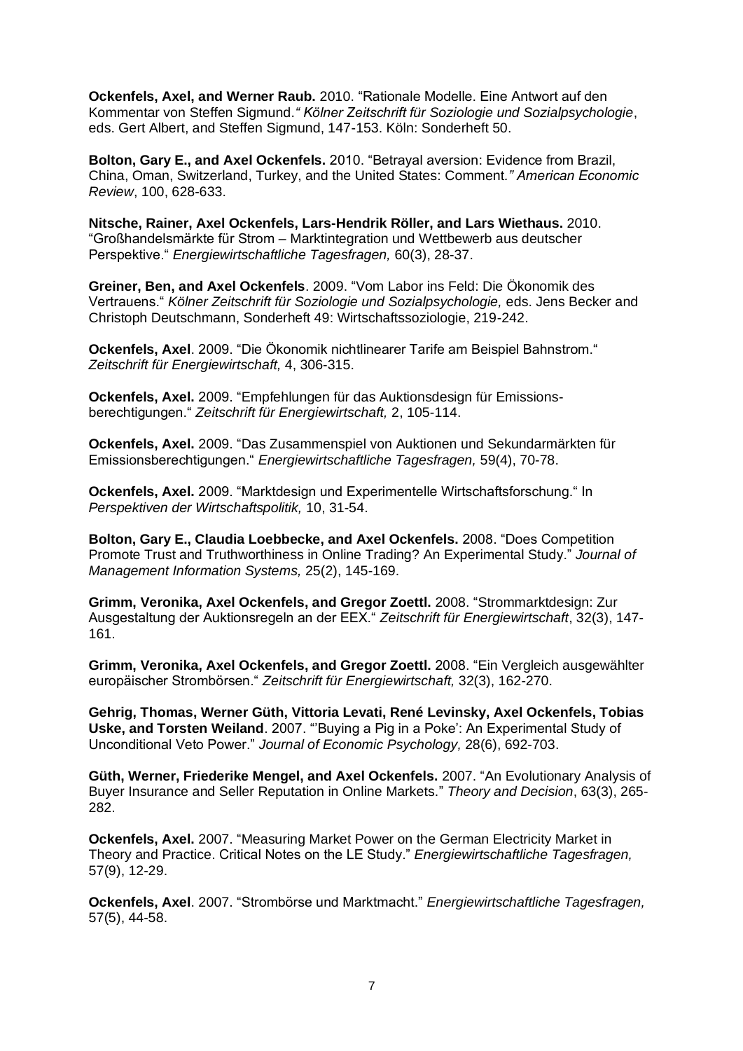**Ockenfels, Axel, and Werner Raub.** 2010. "Rationale Modelle. Eine Antwort auf den Kommentar von Steffen Sigmund." *Kölner Zeitschrift für Soziologie und Sozialpsychologie*, eds. Gert Albert, and Steffen Sigmund, 147-153. Köln: Sonderheft 50.

**Bolton, Gary E., and Axel Ockenfels.** 2010. "Betrayal aversion: Evidence from Brazil, China, Oman, Switzerland, Turkey, and the United States: Comment." *American Economic Review*, 100, 628-633.

**Nitsche, Rainer, Axel Ockenfels, Lars-Hendrik Röller, and Lars Wiethaus.** 2010. "Großhandelsmärkte für Strom – Marktintegration und Wettbewerb aus deutscher Perspektive." *Energiewirtschaftliche Tagesfragen,* 60(3), 28-37.

**Greiner, Ben, and Axel Ockenfels**. 2009. "Vom Labor ins Feld: Die Ökonomik des Vertrauens." *Kölner Zeitschrift für Soziologie und Sozialpsychologie,* eds. Jens Becker and Christoph Deutschmann, Sonderheft 49: Wirtschaftssoziologie, 219-242.

**Ockenfels, Axel**. 2009. "Die Ökonomik nichtlinearer Tarife am Beispiel Bahnstrom." *Zeitschrift für Energiewirtschaft,* 4, 306-315.

**Ockenfels, Axel.** 2009. "Empfehlungen für das Auktionsdesign für Emissions-berechtigungen." *Zeitschrift für Energiewirtschaft,* 2, 105-114.

**Ockenfels, Axel.** 2009. "Das Zusammenspiel von Auktionen und Sekundarmärkten für Emissionsberechtigungen." *Energiewirtschaftliche Tagesfragen,* 59(4), 70-78.

**Ockenfels, Axel.** 2009. "Marktdesign und Experimentelle Wirtschaftsforschung." In *Perspektiven der Wirtschaftspolitik,* 10, 31-54.

**Bolton, Gary E., Claudia Loebbecke, and Axel Ockenfels.** 2008. "Does Competition Promote Trust and Truthworthiness in Online Trading? An Experimental Study." *Journal of Management Information Systems,* 25(2), 145-169.

**Grimm, Veronika, Axel Ockenfels, and Gregor Zoettl.** 2008. "Strommarktdesign: Zur Ausgestaltung der Auktionsregeln an der EEX." *Zeitschrift für Energiewirtschaft*, 32(3), 147-161.

**Grimm, Veronika, Axel Ockenfels, and Gregor Zoettl.** 2008. "Ein Vergleich ausgewählter europäischer Strombörsen." *Zeitschrift für Energiewirtschaft,* 32(3), 162-270.

**Gehrig, Thomas, Werner Güth, Vittoria Levati, René Levinsky, Axel Ockenfels, Tobias Uske, and Torsten Weiland**. 2007. "'Buying a Pig in a Poke': An Experimental Study of Unconditional Veto Power." *Journal of Economic Psychology,* 28(6), 692-703.

**Güth, Werner, Friederike Mengel, and Axel Ockenfels.** 2007. "An Evolutionary Analysis of Buyer Insurance and Seller Reputation in Online Markets." *Theory and Decision*, 63(3), 265-282.

**Ockenfels, Axel.** 2007. "Measuring Market Power on the German Electricity Market in Theory and Practice. Critical Notes on the LE Study." *Energiewirtschaftliche Tagesfragen,* 57(9), 12-29.

**Ockenfels, Axel**. 2007. "Strombörse und Marktmacht." *Energiewirtschaftliche Tagesfragen,* 57(5), 44-58.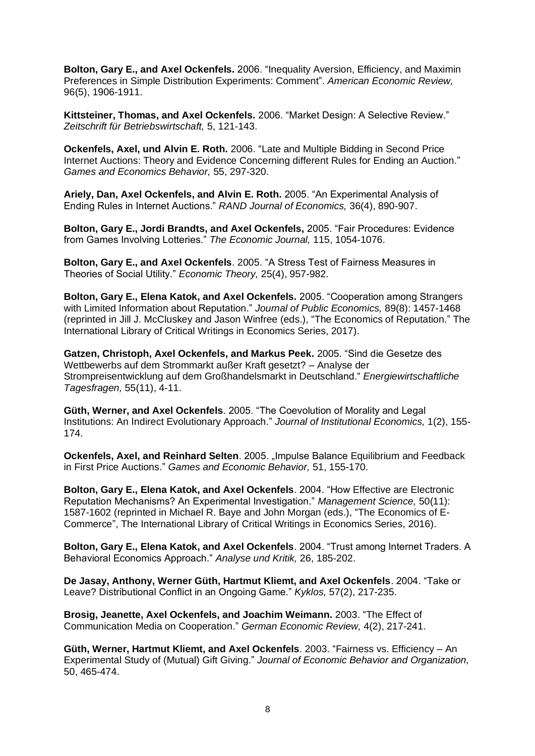**Bolton, Gary E., and Axel Ockenfels.** 2006. “Inequality Aversion, Efficiency, and Maximin Preferences in Simple Distribution Experiments: Comment”. *American Economic Review,* 96(5), 1906-1911.

**Kittsteiner, Thomas, and Axel Ockenfels.** 2006. “Market Design: A Selective Review.” *Zeitschrift für Betriebswirtschaft,* 5, 121-143.

**Ockenfels, Axel, und Alvin E. Roth.** 2006. “Late and Multiple Bidding in Second Price Internet Auctions: Theory and Evidence Concerning different Rules for Ending an Auction.” *Games and Economics Behavior,* 55, 297-320.

**Ariely, Dan, Axel Ockenfels, and Alvin E. Roth.** 2005. “An Experimental Analysis of Ending Rules in Internet Auctions.” *RAND Journal of Economics,* 36(4), 890-907.

**Bolton, Gary E., Jordi Brandts, and Axel Ockenfels,** 2005. “Fair Procedures: Evidence from Games Involving Lotteries.” *The Economic Journal,* 115, 1054-1076.

**Bolton, Gary E., and Axel Ockenfels**. 2005. “A Stress Test of Fairness Measures in Theories of Social Utility.” *Economic Theory,* 25(4), 957-982.

**Bolton, Gary E., Elena Katok, and Axel Ockenfels.** 2005. “Cooperation among Strangers with Limited Information about Reputation.” *Journal of Public Economics,* 89(8): 1457-1468 (reprinted in Jill J. McCluskey and Jason Winfree (eds.), “The Economics of Reputation.” The International Library of Critical Writings in Economics Series, 2017).

**Gatzen, Christoph, Axel Ockenfels, and Markus Peek.** 2005. “Sind die Gesetze des Wettbewerbs auf dem Strommarkt außer Kraft gesetzt? – Analyse der Strompreisentwicklung auf dem Großhandelsmarkt in Deutschland.“ *Energiewirtschaftliche Tagesfragen,* 55(11), 4-11.

**Güth, Werner, and Axel Ockenfels**. 2005. “The Coevolution of Morality and Legal Institutions: An Indirect Evolutionary Approach.” *Journal of Institutional Economics,* 1(2), 155-174.

**Ockenfels, Axel, and Reinhard Selten**. 2005. „Impulse Balance Equilibrium and Feedback in First Price Auctions.” *Games and Economic Behavior,* 51, 155-170.

**Bolton, Gary E., Elena Katok, and Axel Ockenfels**. 2004. “How Effective are Electronic Reputation Mechanisms? An Experimental Investigation.” *Management Science,* 50(11): 1587-1602 (reprinted in Michael R. Baye and John Morgan (eds.), “The Economics of E-Commerce”, The International Library of Critical Writings in Economics Series, 2016).

**Bolton, Gary E., Elena Katok, and Axel Ockenfels**. 2004. “Trust among Internet Traders. A Behavioral Economics Approach.” *Analyse und Kritik,* 26, 185-202.

**De Jasay, Anthony, Werner Güth, Hartmut Kliemt, and Axel Ockenfels**. 2004. “Take or Leave? Distributional Conflict in an Ongoing Game.” *Kyklos,* 57(2), 217-235.

**Brosig, Jeanette, Axel Ockenfels, and Joachim Weimann.** 2003. “The Effect of Communication Media on Cooperation.” *German Economic Review,* 4(2), 217-241.

**Güth, Werner, Hartmut Kliemt, and Axel Ockenfels**. 2003. “Fairness vs. Efficiency – An Experimental Study of (Mutual) Gift Giving.” *Journal of Economic Behavior and Organization,* 50, 465-474.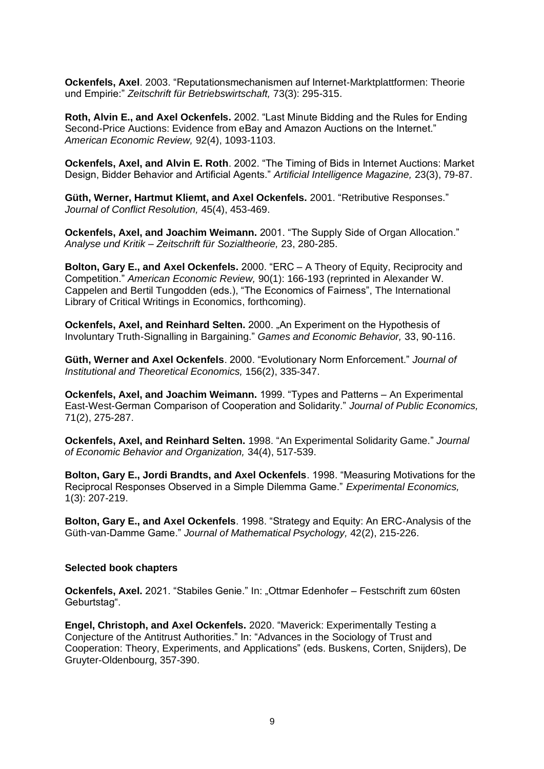**Ockenfels, Axel**. 2003. "Reputationsmechanismen auf Internet-Marktplattformen: Theorie und Empirie:" *Zeitschrift für Betriebswirtschaft,* 73(3): 295-315.

**Roth, Alvin E., and Axel Ockenfels.** 2002. "Last Minute Bidding and the Rules for Ending Second-Price Auctions: Evidence from eBay and Amazon Auctions on the Internet." *American Economic Review,* 92(4), 1093-1103.

**Ockenfels, Axel, and Alvin E. Roth**. 2002. "The Timing of Bids in Internet Auctions: Market Design, Bidder Behavior and Artificial Agents." *Artificial Intelligence Magazine,* 23(3), 79-87.

**Güth, Werner, Hartmut Kliemt, and Axel Ockenfels.** 2001. "Retributive Responses." *Journal of Conflict Resolution,* 45(4), 453-469.

**Ockenfels, Axel, and Joachim Weimann.** 2001. "The Supply Side of Organ Allocation." *Analyse und Kritik – Zeitschrift für Sozialtheorie,* 23, 280-285.

**Bolton, Gary E., and Axel Ockenfels.** 2000. "ERC – A Theory of Equity, Reciprocity and Competition." *American Economic Review,* 90(1): 166-193 (reprinted in Alexander W. Cappelen and Bertil Tungodden (eds.), "The Economics of Fairness", The International Library of Critical Writings in Economics, forthcoming).

**Ockenfels, Axel, and Reinhard Selten.** 2000. „An Experiment on the Hypothesis of Involuntary Truth-Signalling in Bargaining." *Games and Economic Behavior,* 33, 90-116.

**Güth, Werner and Axel Ockenfels**. 2000. "Evolutionary Norm Enforcement." *Journal of Institutional and Theoretical Economics,* 156(2), 335-347.

**Ockenfels, Axel, and Joachim Weimann.** 1999. "Types and Patterns – An Experimental East-West-German Comparison of Cooperation and Solidarity." *Journal of Public Economics,* 71(2), 275-287.

**Ockenfels, Axel, and Reinhard Selten.** 1998. "An Experimental Solidarity Game." *Journal of Economic Behavior and Organization,* 34(4), 517-539.

**Bolton, Gary E., Jordi Brandts, and Axel Ockenfels**. 1998. "Measuring Motivations for the Reciprocal Responses Observed in a Simple Dilemma Game." *Experimental Economics,* 1(3): 207-219.

**Bolton, Gary E., and Axel Ockenfels**. 1998. "Strategy and Equity: An ERC-Analysis of the Güth-van-Damme Game." *Journal of Mathematical Psychology,* 42(2), 215-226.

**Selected book chapters**

**Ockenfels, Axel.** 2021. "Stabiles Genie." In: „Ottmar Edenhofer – Festschrift zum 60sten Geburtstag".

**Engel, Christoph, and Axel Ockenfels.** 2020. "Maverick: Experimentally Testing a Conjecture of the Antitrust Authorities." In: "Advances in the Sociology of Trust and Cooperation: Theory, Experiments, and Applications" (eds. Buskens, Corten, Snijders), De Gruyter-Oldenbourg, 357-390.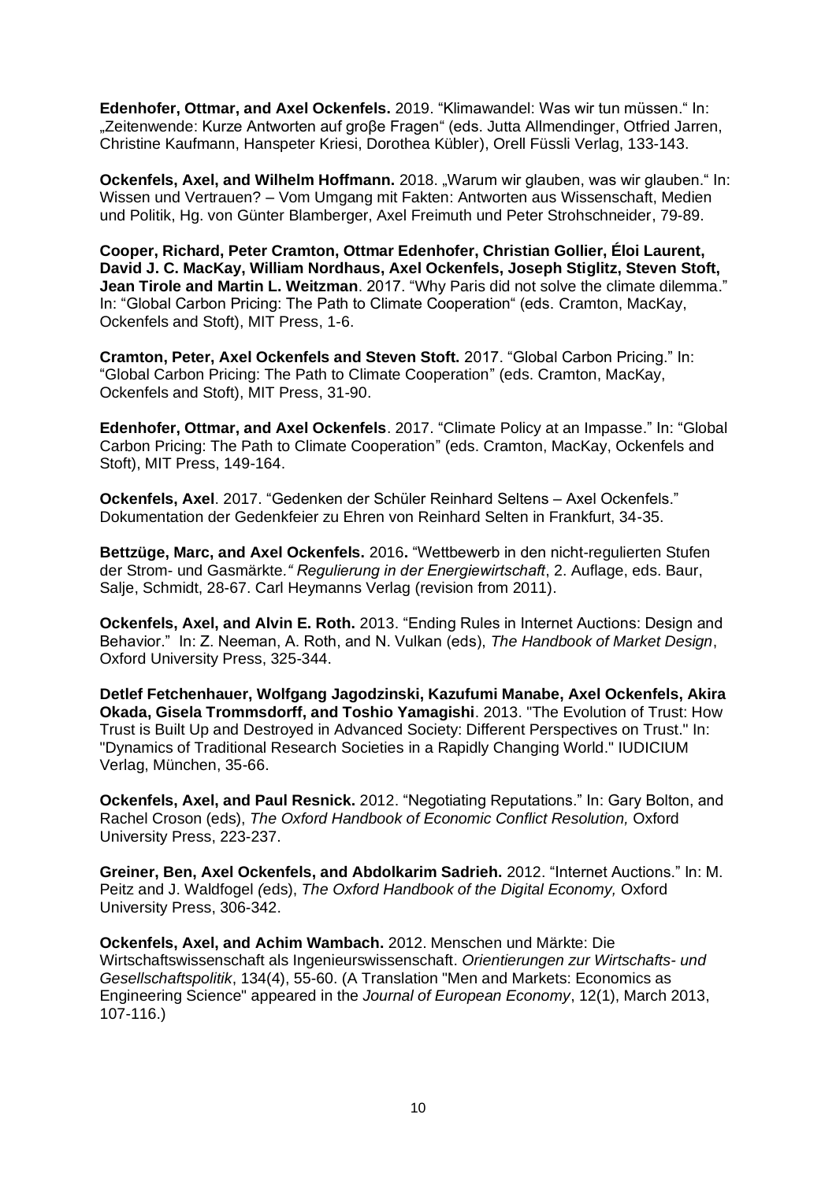**Edenhofer, Ottmar, and Axel Ockenfels.** 2019. "Klimawandel: Was wir tun müssen." In: „Zeitenwende: Kurze Antworten auf groβe Fragen" (eds. Jutta Allmendinger, Otfried Jarren, Christine Kaufmann, Hanspeter Kriesi, Dorothea Kübler), Orell Füssli Verlag, 133-143.

**Ockenfels, Axel, and Wilhelm Hoffmann.** 2018. „Warum wir glauben, was wir glauben." In: Wissen und Vertrauen? – Vom Umgang mit Fakten: Antworten aus Wissenschaft, Medien und Politik, Hg. von Günter Blamberger, Axel Freimuth und Peter Strohschneider, 79-89.

**Cooper, Richard, Peter Cramton, Ottmar Edenhofer, Christian Gollier, Éloi Laurent, David J. C. MacKay, William Nordhaus, Axel Ockenfels, Joseph Stiglitz, Steven Stoft, Jean Tirole and Martin L. Weitzman**. 2017. "Why Paris did not solve the climate dilemma." In: "Global Carbon Pricing: The Path to Climate Cooperation" (eds. Cramton, MacKay, Ockenfels and Stoft), MIT Press, 1-6.

**Cramton, Peter, Axel Ockenfels and Steven Stoft.** 2017. "Global Carbon Pricing." In: "Global Carbon Pricing: The Path to Climate Cooperation" (eds. Cramton, MacKay, Ockenfels and Stoft), MIT Press, 31-90.

**Edenhofer, Ottmar, and Axel Ockenfels**. 2017. "Climate Policy at an Impasse." In: "Global Carbon Pricing: The Path to Climate Cooperation" (eds. Cramton, MacKay, Ockenfels and Stoft), MIT Press, 149-164.

**Ockenfels, Axel**. 2017. "Gedenken der Schüler Reinhard Seltens – Axel Ockenfels." Dokumentation der Gedenkfeier zu Ehren von Reinhard Selten in Frankfurt, 34-35.

**Bettzüge, Marc, and Axel Ockenfels.** 2016. "Wettbewerb in den nicht-regulierten Stufen der Strom- und Gasmärkte." *Regulierung in der Energiewirtschaft*, 2. Auflage, eds. Baur, Salje, Schmidt, 28-67. Carl Heymanns Verlag (revision from 2011).

**Ockenfels, Axel, and Alvin E. Roth.** 2013. "Ending Rules in Internet Auctions: Design and Behavior." In: Z. Neeman, A. Roth, and N. Vulkan (eds), *The Handbook of Market Design*, Oxford University Press, 325-344.

**Detlef Fetchenhauer, Wolfgang Jagodzinski, Kazufumi Manabe, Axel Ockenfels, Akira Okada, Gisela Trommsdorff, and Toshio Yamagishi**. 2013. "The Evolution of Trust: How Trust is Built Up and Destroyed in Advanced Society: Different Perspectives on Trust." In: "Dynamics of Traditional Research Societies in a Rapidly Changing World." IUDICIUM Verlag, München, 35-66.

**Ockenfels, Axel, and Paul Resnick.** 2012. "Negotiating Reputations." In: Gary Bolton, and Rachel Croson (eds), *The Oxford Handbook of Economic Conflict Resolution,* Oxford University Press, 223-237.

**Greiner, Ben, Axel Ockenfels, and Abdolkarim Sadrieh.** 2012. "Internet Auctions." In: M. Peitz and J. Waldfogel (eds), *The Oxford Handbook of the Digital Economy,* Oxford University Press, 306-342.

**Ockenfels, Axel, and Achim Wambach.** 2012. Menschen und Märkte: Die Wirtschaftswissenschaft als Ingenieurswissenschaft. *Orientierungen zur Wirtschafts- und Gesellschaftspolitik*, 134(4), 55-60. (A Translation "Men and Markets: Economics as Engineering Science" appeared in the *Journal of European Economy*, 12(1), March 2013, 107-116.)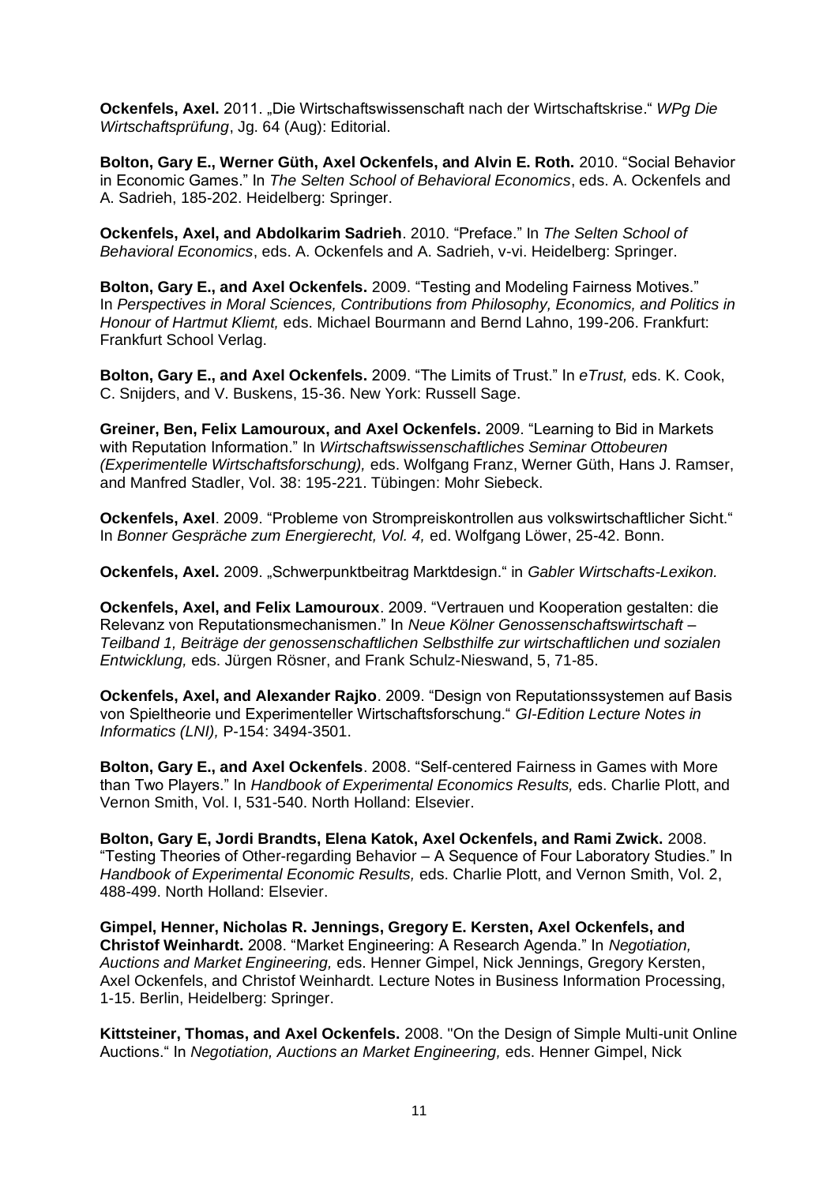**Ockenfels, Axel.** 2011. „Die Wirtschaftswissenschaft nach der Wirtschaftskrise." *WPg Die Wirtschaftsprüfung*, Jg. 64 (Aug): Editorial.

**Bolton, Gary E., Werner Güth, Axel Ockenfels, and Alvin E. Roth.** 2010. "Social Behavior in Economic Games." In *The Selten School of Behavioral Economics*, eds. A. Ockenfels and A. Sadrieh, 185-202. Heidelberg: Springer.

**Ockenfels, Axel, and Abdolkarim Sadrieh**. 2010. "Preface." In *The Selten School of Behavioral Economics*, eds. A. Ockenfels and A. Sadrieh, v-vi. Heidelberg: Springer.

**Bolton, Gary E., and Axel Ockenfels.** 2009. "Testing and Modeling Fairness Motives." In *Perspectives in Moral Sciences, Contributions from Philosophy, Economics, and Politics in Honour of Hartmut Kliemt,* eds. Michael Bourmann and Bernd Lahno, 199-206. Frankfurt: Frankfurt School Verlag.

**Bolton, Gary E., and Axel Ockenfels.** 2009. "The Limits of Trust." In *eTrust,* eds. K. Cook, C. Snijders, and V. Buskens, 15-36. New York: Russell Sage.

**Greiner, Ben, Felix Lamouroux, and Axel Ockenfels.** 2009. "Learning to Bid in Markets with Reputation Information." In *Wirtschaftswissenschaftliches Seminar Ottobeuren (Experimentelle Wirtschaftsforschung),* eds. Wolfgang Franz, Werner Güth, Hans J. Ramser, and Manfred Stadler, Vol. 38: 195-221. Tübingen: Mohr Siebeck.

**Ockenfels, Axel**. 2009. "Probleme von Strompreiskontrollen aus volkswirtschaftlicher Sicht." In *Bonner Gespräche zum Energierecht, Vol. 4,* ed. Wolfgang Löwer, 25-42. Bonn.

**Ockenfels, Axel.** 2009. „Schwerpunktbeitrag Marktdesign." in *Gabler Wirtschafts-Lexikon.*

**Ockenfels, Axel, and Felix Lamouroux**. 2009. "Vertrauen und Kooperation gestalten: die Relevanz von Reputationsmechanismen." In *Neue Kölner Genossenschaftswirtschaft – Teilband 1, Beiträge der genossenschaftlichen Selbsthilfe zur wirtschaftlichen und sozialen Entwicklung,* eds. Jürgen Rösner, and Frank Schulz-Nieswand, 5, 71-85.

**Ockenfels, Axel, and Alexander Rajko**. 2009. "Design von Reputationssystemen auf Basis von Spieltheorie und Experimenteller Wirtschaftsforschung." *GI-Edition Lecture Notes in Informatics (LNI),* P-154: 3494-3501.

**Bolton, Gary E., and Axel Ockenfels**. 2008. "Self-centered Fairness in Games with More than Two Players." In *Handbook of Experimental Economics Results,* eds. Charlie Plott, and Vernon Smith, Vol. I, 531-540. North Holland: Elsevier.

**Bolton, Gary E, Jordi Brandts, Elena Katok, Axel Ockenfels, and Rami Zwick.** 2008. "Testing Theories of Other-regarding Behavior – A Sequence of Four Laboratory Studies." In *Handbook of Experimental Economic Results,* eds. Charlie Plott, and Vernon Smith, Vol. 2, 488-499. North Holland: Elsevier.

**Gimpel, Henner, Nicholas R. Jennings, Gregory E. Kersten, Axel Ockenfels, and Christof Weinhardt.** 2008. "Market Engineering: A Research Agenda." In *Negotiation, Auctions and Market Engineering,* eds. Henner Gimpel, Nick Jennings, Gregory Kersten, Axel Ockenfels, and Christof Weinhardt. Lecture Notes in Business Information Processing, 1-15. Berlin, Heidelberg: Springer.

**Kittsteiner, Thomas, and Axel Ockenfels.** 2008. "On the Design of Simple Multi-unit Online Auctions." In *Negotiation, Auctions an Market Engineering,* eds. Henner Gimpel, Nick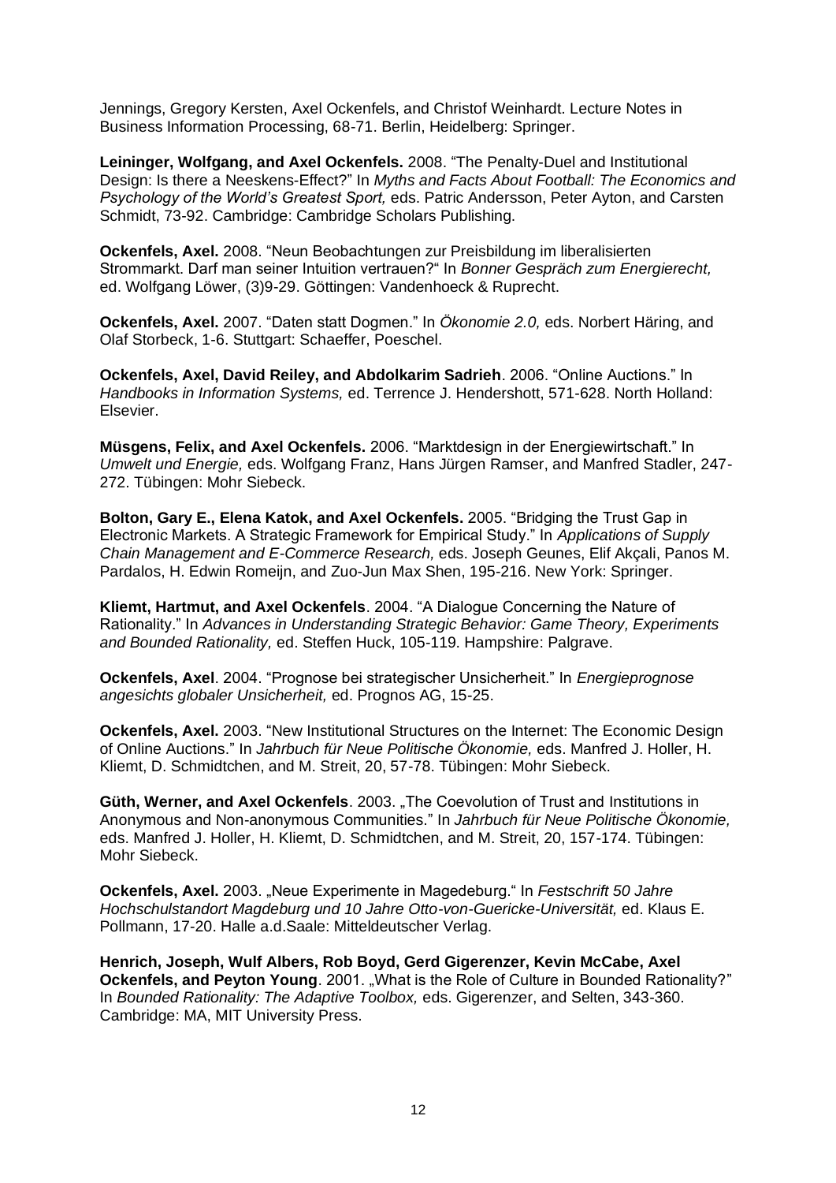Jennings, Gregory Kersten, Axel Ockenfels, and Christof Weinhardt. Lecture Notes in Business Information Processing, 68-71. Berlin, Heidelberg: Springer.

**Leininger, Wolfgang, and Axel Ockenfels.** 2008. "The Penalty-Duel and Institutional Design: Is there a Neeskens-Effect?" In *Myths and Facts About Football: The Economics and Psychology of the World's Greatest Sport,* eds. Patric Andersson, Peter Ayton, and Carsten Schmidt, 73-92. Cambridge: Cambridge Scholars Publishing.

**Ockenfels, Axel.** 2008. "Neun Beobachtungen zur Preisbildung im liberalisierten Strommarkt. Darf man seiner Intuition vertrauen?" In *Bonner Gespräch zum Energierecht,* ed. Wolfgang Löwer, (3)9-29. Göttingen: Vandenhoeck & Ruprecht.

**Ockenfels, Axel.** 2007. "Daten statt Dogmen." In *Ökonomie 2.0,* eds. Norbert Häring, and Olaf Storbeck, 1-6. Stuttgart: Schaeffer, Poeschel.

**Ockenfels, Axel, David Reiley, and Abdolkarim Sadrieh**. 2006. "Online Auctions." In *Handbooks in Information Systems,* ed. Terrence J. Hendershott, 571-628. North Holland: Elsevier.

**Müsgens, Felix, and Axel Ockenfels.** 2006. "Marktdesign in der Energiewirtschaft." In *Umwelt und Energie,* eds. Wolfgang Franz, Hans Jürgen Ramser, and Manfred Stadler, 247-272. Tübingen: Mohr Siebeck.

**Bolton, Gary E., Elena Katok, and Axel Ockenfels.** 2005. "Bridging the Trust Gap in Electronic Markets. A Strategic Framework for Empirical Study." In *Applications of Supply Chain Management and E-Commerce Research,* eds. Joseph Geunes, Elif Akçali, Panos M. Pardalos, H. Edwin Romeijn, and Zuo-Jun Max Shen, 195-216. New York: Springer.

**Kliemt, Hartmut, and Axel Ockenfels**. 2004. "A Dialogue Concerning the Nature of Rationality." In *Advances in Understanding Strategic Behavior: Game Theory, Experiments and Bounded Rationality,* ed. Steffen Huck, 105-119. Hampshire: Palgrave.

**Ockenfels, Axel**. 2004. "Prognose bei strategischer Unsicherheit." In *Energieprognose angesichts globaler Unsicherheit,* ed. Prognos AG, 15-25.

**Ockenfels, Axel.** 2003. "New Institutional Structures on the Internet: The Economic Design of Online Auctions." In *Jahrbuch für Neue Politische Ökonomie,* eds. Manfred J. Holler, H. Kliemt, D. Schmidtchen, and M. Streit, 20, 57-78. Tübingen: Mohr Siebeck.

**Güth, Werner, and Axel Ockenfels**. 2003. „The Coevolution of Trust and Institutions in Anonymous and Non-anonymous Communities." In *Jahrbuch für Neue Politische Ökonomie,* eds. Manfred J. Holler, H. Kliemt, D. Schmidtchen, and M. Streit, 20, 157-174. Tübingen: Mohr Siebeck.

**Ockenfels, Axel.** 2003. „Neue Experimente in Magedeburg." In *Festschrift 50 Jahre Hochschulstandort Magdeburg und 10 Jahre Otto-von-Guericke-Universität,* ed. Klaus E. Pollmann, 17-20. Halle a.d.Saale: Mitteldeutscher Verlag.

**Henrich, Joseph, Wulf Albers, Rob Boyd, Gerd Gigerenzer, Kevin McCabe, Axel Ockenfels, and Peyton Young**. 2001. „What is the Role of Culture in Bounded Rationality?" In *Bounded Rationality: The Adaptive Toolbox,* eds. Gigerenzer, and Selten, 343-360. Cambridge: MA, MIT University Press.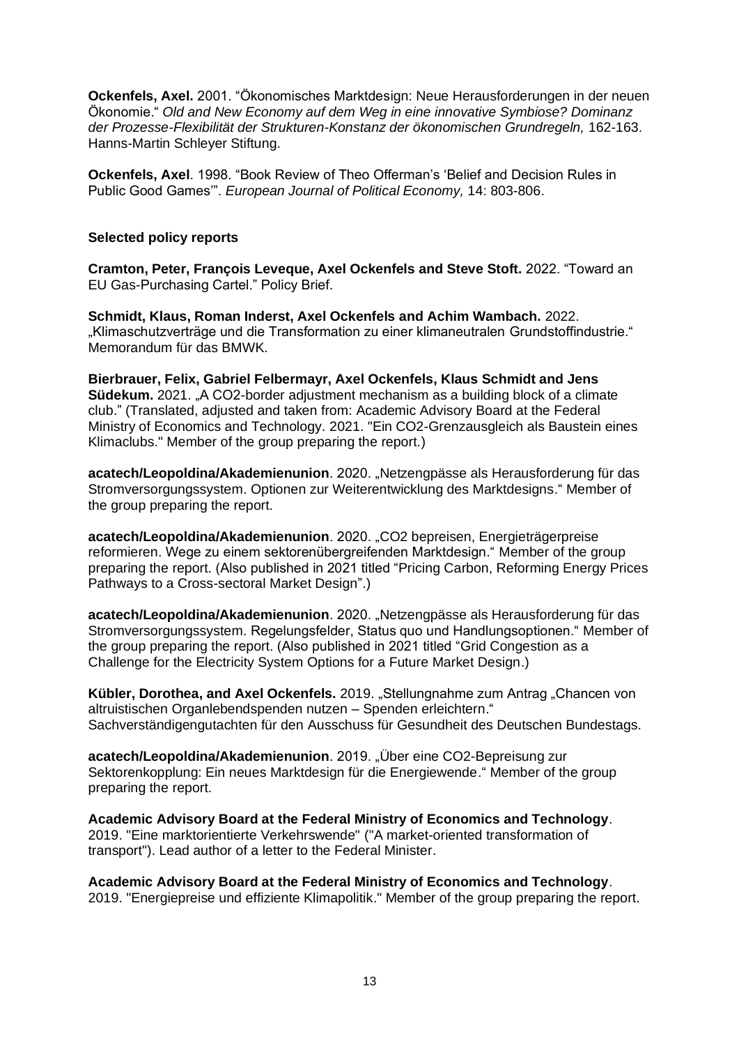**Ockenfels, Axel.** 2001. "Ökonomisches Marktdesign: Neue Herausforderungen in der neuen Ökonomie." *Old and New Economy auf dem Weg in eine innovative Symbiose? Dominanz der Prozesse-Flexibilität der Strukturen-Konstanz der ökonomischen Grundregeln,* 162-163. Hanns-Martin Schleyer Stiftung.

**Ockenfels, Axel**. 1998. "Book Review of Theo Offerman's 'Belief and Decision Rules in Public Good Games'". *European Journal of Political Economy,* 14: 803-806.

**Selected policy reports**

**Cramton, Peter, François Leveque, Axel Ockenfels and Steve Stoft.** 2022. "Toward an EU Gas-Purchasing Cartel." Policy Brief.

**Schmidt, Klaus, Roman Inderst, Axel Ockenfels and Achim Wambach.** 2022. „Klimaschutzverträge und die Transformation zu einer klimaneutralen Grundstoffindustrie." Memorandum für das BMWK.

**Bierbrauer, Felix, Gabriel Felbermayr, Axel Ockenfels, Klaus Schmidt and Jens Südekum.** 2021. „A CO2-border adjustment mechanism as a building block of a climate club." (Translated, adjusted and taken from: Academic Advisory Board at the Federal Ministry of Economics and Technology. 2021. "Ein CO2-Grenzausgleich als Baustein eines Klimaclubs." Member of the group preparing the report.)

**acatech/Leopoldina/Akademienunion**. 2020. „Netzengpässe als Herausforderung für das Stromversorgungssystem. Optionen zur Weiterentwicklung des Marktdesigns." Member of the group preparing the report.

**acatech/Leopoldina/Akademienunion**. 2020. „CO2 bepreisen, Energieträgerpreise reformieren. Wege zu einem sektorenübergreifenden Marktdesign." Member of the group preparing the report. (Also published in 2021 titled "Pricing Carbon, Reforming Energy Prices Pathways to a Cross-sectoral Market Design".)

**acatech/Leopoldina/Akademienunion**. 2020. „Netzengpässe als Herausforderung für das Stromversorgungssystem. Regelungsfelder, Status quo und Handlungsoptionen." Member of the group preparing the report. (Also published in 2021 titled "Grid Congestion as a Challenge for the Electricity System Options for a Future Market Design.)

**Kübler, Dorothea, and Axel Ockenfels.** 2019. „Stellungnahme zum Antrag „Chancen von altruistischen Organlebendspenden nutzen – Spenden erleichtern." Sachverständigengutachten für den Ausschuss für Gesundheit des Deutschen Bundestags.

**acatech/Leopoldina/Akademienunion**. 2019. „Über eine CO2-Bepreisung zur Sektorenkopplung: Ein neues Marktdesign für die Energiewende." Member of the group preparing the report.

**Academic Advisory Board at the Federal Ministry of Economics and Technology**. 2019. "Eine marktorientierte Verkehrswende" ("A market-oriented transformation of transport"). Lead author of a letter to the Federal Minister.

**Academic Advisory Board at the Federal Ministry of Economics and Technology**. 2019. "Energiepreise und effiziente Klimapolitik." Member of the group preparing the report.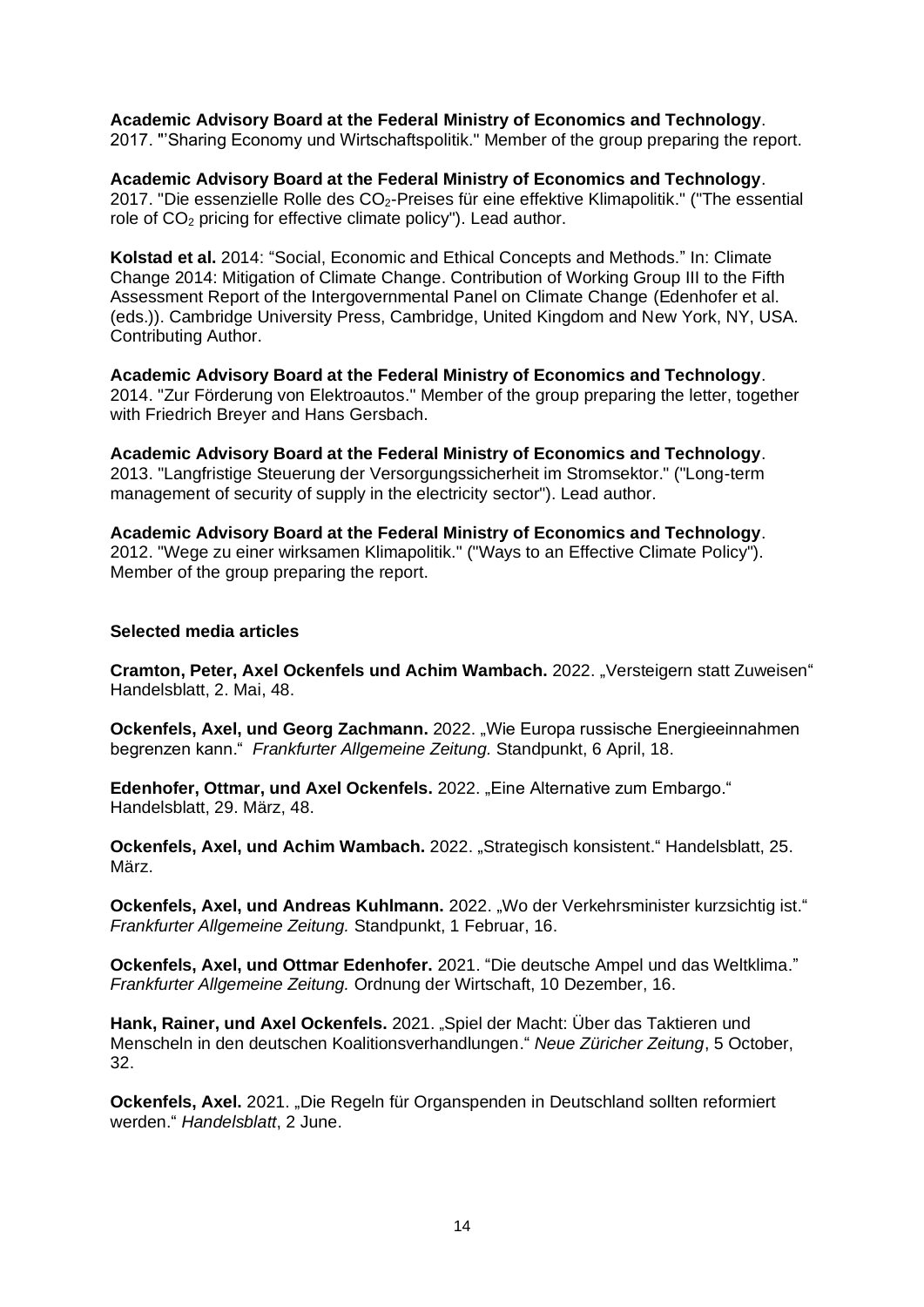**Academic Advisory Board at the Federal Ministry of Economics and Technology**. 2017. "'Sharing Economy und Wirtschaftspolitik." Member of the group preparing the report.

**Academic Advisory Board at the Federal Ministry of Economics and Technology**. 2017. "Die essenzielle Rolle des $CO_2$-Preises für eine effektive Klimapolitik." ("The essential role of $CO_2$ pricing for effective climate policy"). Lead author.

**Kolstad et al.** 2014: "Social, Economic and Ethical Concepts and Methods." In: Climate Change 2014: Mitigation of Climate Change. Contribution of Working Group III to the Fifth Assessment Report of the Intergovernmental Panel on Climate Change (Edenhofer et al. (eds.)). Cambridge University Press, Cambridge, United Kingdom and New York, NY, USA. Contributing Author.

**Academic Advisory Board at the Federal Ministry of Economics and Technology**. 2014. "Zur Förderung von Elektroautos." Member of the group preparing the letter, together with Friedrich Breyer and Hans Gersbach.

**Academic Advisory Board at the Federal Ministry of Economics and Technology**. 2013. "Langfristige Steuerung der Versorgungssicherheit im Stromsektor." ("Long-term management of security of supply in the electricity sector"). Lead author.

**Academic Advisory Board at the Federal Ministry of Economics and Technology**. 2012. "Wege zu einer wirksamen Klimapolitik." ("Ways to an Effective Climate Policy"). Member of the group preparing the report.

**Selected media articles**

**Cramton, Peter, Axel Ockenfels und Achim Wambach.** 2022. „Versteigern statt Zuweisen" Handelsblatt, 2. Mai, 48.

**Ockenfels, Axel, und Georg Zachmann.** 2022. „Wie Europa russische Energieeinnahmen begrenzen kann." *Frankfurter Allgemeine Zeitung.* Standpunkt, 6 April, 18.

**Edenhofer, Ottmar, und Axel Ockenfels.** 2022. „Eine Alternative zum Embargo." Handelsblatt, 29. März, 48.

**Ockenfels, Axel, und Achim Wambach.** 2022. „Strategisch konsistent." Handelsblatt, 25. März.

**Ockenfels, Axel, und Andreas Kuhlmann.** 2022. „Wo der Verkehrsminister kurzsichtig ist." *Frankfurter Allgemeine Zeitung.* Standpunkt, 1 Februar, 16.

**Ockenfels, Axel, und Ottmar Edenhofer.** 2021. "Die deutsche Ampel und das Weltklima." *Frankfurter Allgemeine Zeitung.* Ordnung der Wirtschaft, 10 Dezember, 16.

**Hank, Rainer, und Axel Ockenfels.** 2021. „Spiel der Macht: Über das Taktieren und Menscheln in den deutschen Koalitionsverhandlungen." *Neue Züricher Zeitung*, 5 October, 32.

**Ockenfels, Axel.** 2021. „Die Regeln für Organspenden in Deutschland sollten reformiert werden." *Handelsblatt*, 2 June.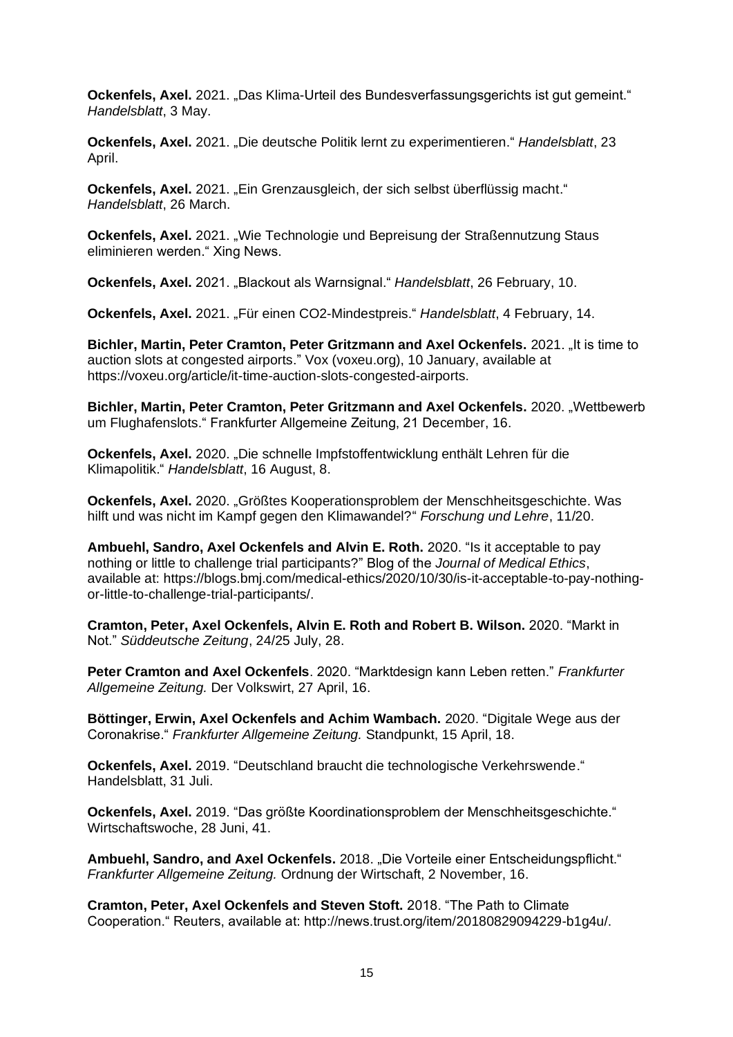**Ockenfels, Axel.** 2021. „Das Klima-Urteil des Bundesverfassungsgerichts ist gut gemeint.“ *Handelsblatt*, 3 May.

**Ockenfels, Axel.** 2021. „Die deutsche Politik lernt zu experimentieren.“ *Handelsblatt*, 23 April.

**Ockenfels, Axel.** 2021. „Ein Grenzausgleich, der sich selbst überflüssig macht.“ *Handelsblatt*, 26 March.

**Ockenfels, Axel.** 2021. „Wie Technologie und Bepreisung der Straßennutzung Staus eliminieren werden.“ Xing News.

**Ockenfels, Axel.** 2021. „Blackout als Warnsignal.“ *Handelsblatt*, 26 February, 10.

**Ockenfels, Axel.** 2021. „Für einen CO2-Mindestpreis.“ *Handelsblatt*, 4 February, 14.

**Bichler, Martin, Peter Cramton, Peter Gritzmann and Axel Ockenfels.** 2021. „It is time to auction slots at congested airports.” Vox (voxeu.org), 10 January, available at https://voxeu.org/article/it-time-auction-slots-congested-airports.

**Bichler, Martin, Peter Cramton, Peter Gritzmann and Axel Ockenfels.** 2020. „Wettbewerb um Flughafenslots.“ Frankfurter Allgemeine Zeitung, 21 December, 16.

**Ockenfels, Axel.** 2020. „Die schnelle Impfstoffentwicklung enthält Lehren für die Klimapolitik.“ *Handelsblatt*, 16 August, 8.

**Ockenfels, Axel.** 2020. „Größtes Kooperationsproblem der Menschheitsgeschichte. Was hilft und was nicht im Kampf gegen den Klimawandel?“ *Forschung und Lehre*, 11/20.

**Ambuehl, Sandro, Axel Ockenfels and Alvin E. Roth.** 2020. “Is it acceptable to pay nothing or little to challenge trial participants?” Blog of the *Journal of Medical Ethics*, available at: https://blogs.bmj.com/medical-ethics/2020/10/30/is-it-acceptable-to-pay-nothing-or-little-to-challenge-trial-participants/.

**Cramton, Peter, Axel Ockenfels, Alvin E. Roth and Robert B. Wilson.** 2020. “Markt in Not.” *Süddeutsche Zeitung*, 24/25 July, 28.

**Peter Cramton and Axel Ockenfels**. 2020. “Marktdesign kann Leben retten.” *Frankfurter Allgemeine Zeitung.* Der Volkswirt, 27 April, 16.

**Böttinger, Erwin, Axel Ockenfels and Achim Wambach.** 2020. “Digitale Wege aus der Coronakrise.“ *Frankfurter Allgemeine Zeitung.* Standpunkt, 15 April, 18.

**Ockenfels, Axel.** 2019. “Deutschland braucht die technologische Verkehrswende.“ Handelsblatt, 31 Juli.

**Ockenfels, Axel.** 2019. “Das größte Koordinationsproblem der Menschheitsgeschichte.“ Wirtschaftswoche, 28 Juni, 41.

**Ambuehl, Sandro, and Axel Ockenfels.** 2018. „Die Vorteile einer Entscheidungspflicht.“ *Frankfurter Allgemeine Zeitung.* Ordnung der Wirtschaft, 2 November, 16.

**Cramton, Peter, Axel Ockenfels and Steven Stoft.** 2018. “The Path to Climate Cooperation.“ Reuters, available at: http://news.trust.org/item/20180829094229-b1g4u/.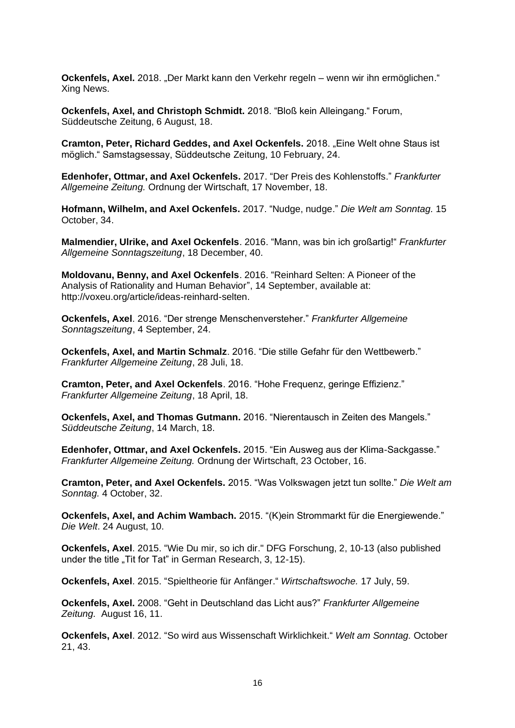**Ockenfels, Axel.** 2018. „Der Markt kann den Verkehr regeln – wenn wir ihn ermöglichen." Xing News.

**Ockenfels, Axel, and Christoph Schmidt.** 2018. "Bloß kein Alleingang." Forum, Süddeutsche Zeitung, 6 August, 18.

**Cramton, Peter, Richard Geddes, and Axel Ockenfels.** 2018. „Eine Welt ohne Staus ist möglich." Samstagsessay, Süddeutsche Zeitung, 10 February, 24.

**Edenhofer, Ottmar, and Axel Ockenfels.** 2017. "Der Preis des Kohlenstoffs." *Frankfurter Allgemeine Zeitung.* Ordnung der Wirtschaft, 17 November, 18.

**Hofmann, Wilhelm, and Axel Ockenfels.** 2017. "Nudge, nudge." *Die Welt am Sonntag.* 15 October, 34.

**Malmendier, Ulrike, and Axel Ockenfels**. 2016. "Mann, was bin ich großartig!" *Frankfurter Allgemeine Sonntagszeitung*, 18 December, 40.

**Moldovanu, Benny, and Axel Ockenfels**. 2016. "Reinhard Selten: A Pioneer of the Analysis of Rationality and Human Behavior", 14 September, available at: http://voxeu.org/article/ideas-reinhard-selten.

**Ockenfels, Axel**. 2016. "Der strenge Menschenversteher." *Frankfurter Allgemeine Sonntagszeitung*, 4 September, 24.

**Ockenfels, Axel, and Martin Schmalz**. 2016. "Die stille Gefahr für den Wettbewerb." *Frankfurter Allgemeine Zeitung*, 28 Juli, 18.

**Cramton, Peter, and Axel Ockenfels**. 2016. "Hohe Frequenz, geringe Effizienz." *Frankfurter Allgemeine Zeitung*, 18 April, 18.

**Ockenfels, Axel, and Thomas Gutmann.** 2016. "Nierentausch in Zeiten des Mangels." *Süddeutsche Zeitung*, 14 March, 18.

**Edenhofer, Ottmar, and Axel Ockenfels.** 2015. "Ein Ausweg aus der Klima-Sackgasse." *Frankfurter Allgemeine Zeitung.* Ordnung der Wirtschaft, 23 October, 16.

**Cramton, Peter, and Axel Ockenfels.** 2015. "Was Volkswagen jetzt tun sollte." *Die Welt am Sonntag.* 4 October, 32.

**Ockenfels, Axel, and Achim Wambach.** 2015. "(K)ein Strommarkt für die Energiewende." *Die Welt*. 24 August, 10.

**Ockenfels, Axel**. 2015. "Wie Du mir, so ich dir." DFG Forschung, 2, 10-13 (also published under the title „Tit for Tat" in German Research, 3, 12-15).

**Ockenfels, Axel**. 2015. "Spieltheorie für Anfänger." *Wirtschaftswoche.* 17 July, 59.

**Ockenfels, Axel.** 2008. "Geht in Deutschland das Licht aus?" *Frankfurter Allgemeine Zeitung.* August 16, 11.

**Ockenfels, Axel**. 2012. "So wird aus Wissenschaft Wirklichkeit." *Welt am Sonntag.* October 21, 43.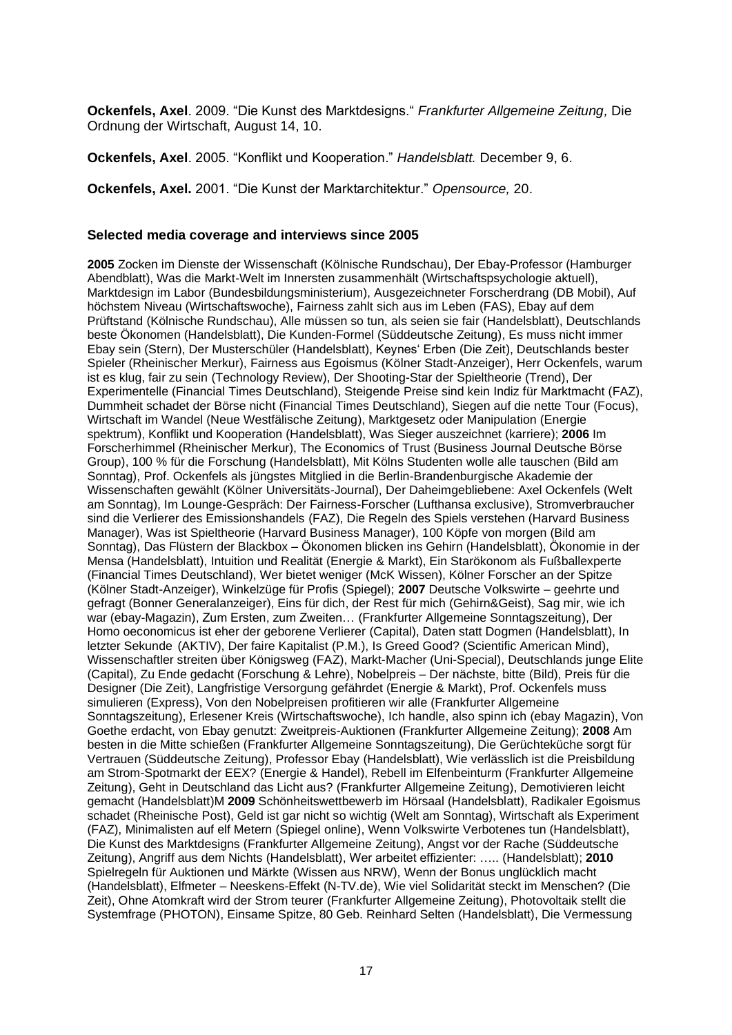**Ockenfels, Axel**. 2009. "Die Kunst des Marktdesigns." *Frankfurter Allgemeine Zeitung,* Die Ordnung der Wirtschaft, August 14, 10.

**Ockenfels, Axel**. 2005. "Konflikt und Kooperation." *Handelsblatt.* December 9, 6.

**Ockenfels, Axel.** 2001. "Die Kunst der Marktarchitektur." *Opensource,* 20.

### Selected media coverage and interviews since 2005

**2005** Zocken im Dienste der Wissenschaft (Kölnische Rundschau), Der Ebay-Professor (Hamburger Abendblatt), Was die Markt-Welt im Innersten zusammenhält (Wirtschaftspsychologie aktuell), Marktdesign im Labor (Bundesbildungsministerium), Ausgezeichneter Forscherdrang (DB Mobil), Auf höchstem Niveau (Wirtschaftswoche), Fairness zahlt sich aus im Leben (FAS), Ebay auf dem Prüfstand (Kölnische Rundschau), Alle müssen so tun, als seien sie fair (Handelsblatt), Deutschlands beste Ökonomen (Handelsblatt), Die Kunden-Formel (Süddeutsche Zeitung), Es muss nicht immer Ebay sein (Stern), Der Musterschüler (Handelsblatt), Keynes' Erben (Die Zeit), Deutschlands bester Spieler (Rheinischer Merkur), Fairness aus Egoismus (Kölner Stadt-Anzeiger), Herr Ockenfels, warum ist es klug, fair zu sein (Technology Review), Der Shooting-Star der Spieltheorie (Trend), Der Experimentelle (Financial Times Deutschland), Steigende Preise sind kein Indiz für Marktmacht (FAZ), Dummheit schadet der Börse nicht (Financial Times Deutschland), Siegen auf die nette Tour (Focus), Wirtschaft im Wandel (Neue Westfälische Zeitung), Marktgesetz oder Manipulation (Energie spektrum), Konflikt und Kooperation (Handelsblatt), Was Sieger auszeichnet (karriere); **2006** Im Forscherhimmel (Rheinischer Merkur), The Economics of Trust (Business Journal Deutsche Börse Group), 100 % für die Forschung (Handelsblatt), Mit Kölns Studenten wolle alle tauschen (Bild am Sonntag), Prof. Ockenfels als jüngstes Mitglied in die Berlin-Brandenburgische Akademie der Wissenschaften gewählt (Kölner Universitäts-Journal), Der Daheimgebliebene: Axel Ockenfels (Welt am Sonntag), Im Lounge-Gespräch: Der Fairness-Forscher (Lufthansa exclusive), Stromverbraucher sind die Verlierer des Emissionshandels (FAZ), Die Regeln des Spiels verstehen (Harvard Business Manager), Was ist Spieltheorie (Harvard Business Manager), 100 Köpfe von morgen (Bild am Sonntag), Das Flüstern der Blackbox – Ökonomen blicken ins Gehirn (Handelsblatt), Ökonomie in der Mensa (Handelsblatt), Intuition und Realität (Energie & Markt), Ein Starökonom als Fußballexperte (Financial Times Deutschland), Wer bietet weniger (McK Wissen), Kölner Forscher an der Spitze (Kölner Stadt-Anzeiger), Winkelzüge für Profis (Spiegel); **2007** Deutsche Volkswirte – geehrte und gefragt (Bonner Generalanzeiger), Eins für dich, der Rest für mich (Gehirn&Geist), Sag mir, wie ich war (ebay-Magazin), Zum Ersten, zum Zweiten… (Frankfurter Allgemeine Sonntagszeitung), Der Homo oeconomicus ist eher der geborene Verlierer (Capital), Daten statt Dogmen (Handelsblatt), In letzter Sekunde (AKTIV), Der faire Kapitalist (P.M.), Is Greed Good? (Scientific American Mind), Wissenschaftler streiten über Königsweg (FAZ), Markt-Macher (Uni-Special), Deutschlands junge Elite (Capital), Zu Ende gedacht (Forschung & Lehre), Nobelpreis – Der nächste, bitte (Bild), Preis für die Designer (Die Zeit), Langfristige Versorgung gefährdet (Energie & Markt), Prof. Ockenfels muss simulieren (Express), Von den Nobelpreisen profitieren wir alle (Frankfurter Allgemeine Sonntagszeitung), Erlesener Kreis (Wirtschaftswoche), Ich handle, also spinn ich (ebay Magazin), Von Goethe erdacht, von Ebay genutzt: Zweitpreis-Auktionen (Frankfurter Allgemeine Zeitung); **2008** Am besten in die Mitte schießen (Frankfurter Allgemeine Sonntagszeitung), Die Gerüchteküche sorgt für Vertrauen (Süddeutsche Zeitung), Professor Ebay (Handelsblatt), Wie verlässlich ist die Preisbildung am Strom-Spotmarkt der EEX? (Energie & Handel), Rebell im Elfenbeinturm (Frankfurter Allgemeine Zeitung), Geht in Deutschland das Licht aus? (Frankfurter Allgemeine Zeitung), Demotivieren leicht gemacht (Handelsblatt)M **2009** Schönheitswettbewerb im Hörsaal (Handelsblatt), Radikaler Egoismus schadet (Rheinische Post), Geld ist gar nicht so wichtig (Welt am Sonntag), Wirtschaft als Experiment (FAZ), Minimalisten auf elf Metern (Spiegel online), Wenn Volkswirte Verbotenes tun (Handelsblatt), Die Kunst des Marktdesigns (Frankfurter Allgemeine Zeitung), Angst vor der Rache (Süddeutsche Zeitung), Angriff aus dem Nichts (Handelsblatt), Wer arbeitet effizienter: ….. (Handelsblatt); **2010** Spielregeln für Auktionen und Märkte (Wissen aus NRW), Wenn der Bonus unglücklich macht (Handelsblatt), Elfmeter – Neeskens-Effekt (N-TV.de), Wie viel Solidarität steckt im Menschen? (Die Zeit), Ohne Atomkraft wird der Strom teurer (Frankfurter Allgemeine Zeitung), Photovoltaik stellt die Systemfrage (PHOTON), Einsame Spitze, 80 Geb. Reinhard Selten (Handelsblatt), Die Vermessung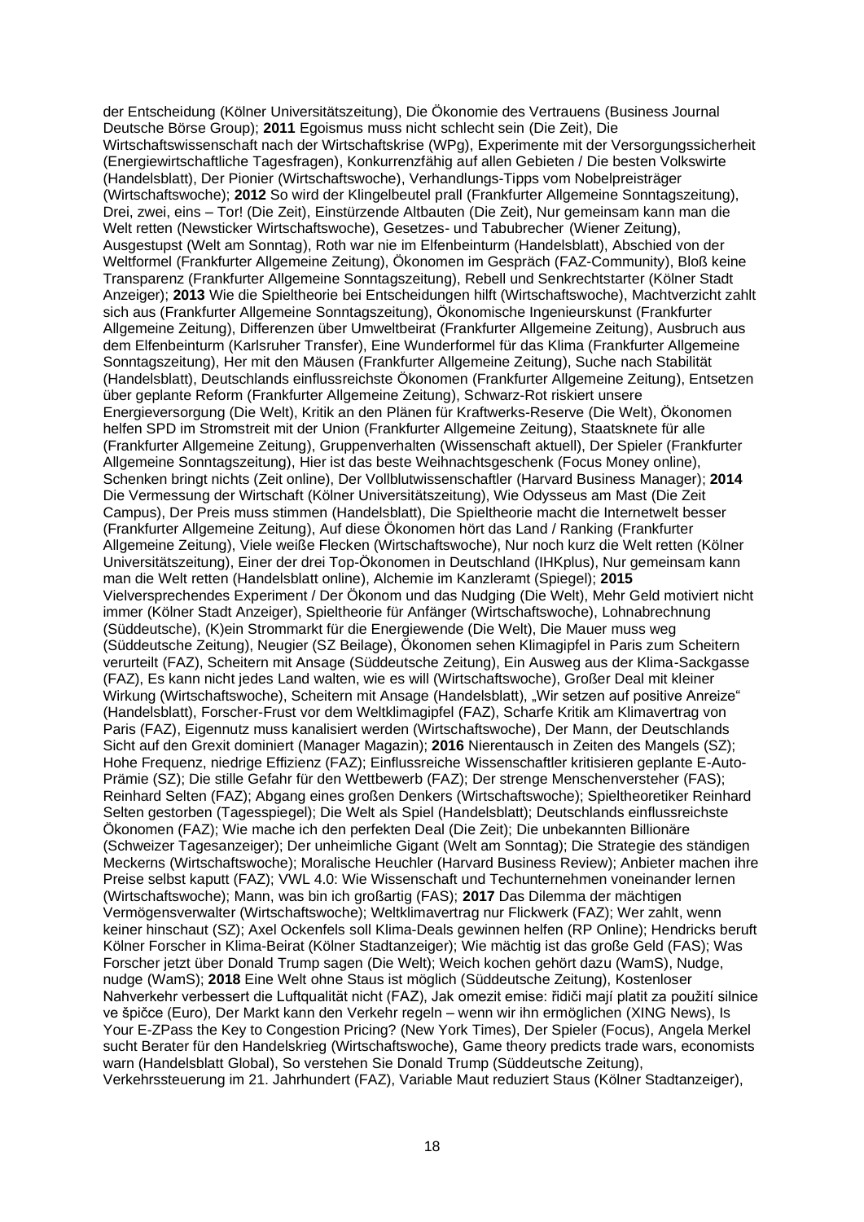der Entscheidung (Kölner Universitätszeitung), Die Ökonomie des Vertrauens (Business Journal Deutsche Börse Group); **2011** Egoismus muss nicht schlecht sein (Die Zeit), Die Wirtschaftswissenschaft nach der Wirtschaftskrise (WPg), Experimente mit der Versorgungssicherheit (Energiewirtschaftliche Tagesfragen), Konkurrenzfähig auf allen Gebieten / Die besten Volkswirte (Handelsblatt), Der Pionier (Wirtschaftswoche), Verhandlungs-Tipps vom Nobelpreisträger (Wirtschaftswoche); **2012** So wird der Klingelbeutel prall (Frankfurter Allgemeine Sonntagszeitung), Drei, zwei, eins – Tor! (Die Zeit), Einstürzende Altbauten (Die Zeit), Nur gemeinsam kann man die Welt retten (Newsticker Wirtschaftswoche), Gesetzes- und Tabubrecher (Wiener Zeitung), Ausgestupst (Welt am Sonntag), Roth war nie im Elfenbeinturm (Handelsblatt), Abschied von der Weltformel (Frankfurter Allgemeine Zeitung), Ökonomen im Gespräch (FAZ-Community), Bloß keine Transparenz (Frankfurter Allgemeine Sonntagszeitung), Rebell und Senkrechtstarter (Kölner Stadt Anzeiger); **2013** Wie die Spieltheorie bei Entscheidungen hilft (Wirtschaftswoche), Machtverzicht zahlt sich aus (Frankfurter Allgemeine Sonntagszeitung), Ökonomische Ingenieurskunst (Frankfurter Allgemeine Zeitung), Differenzen über Umweltbeirat (Frankfurter Allgemeine Zeitung), Ausbruch aus dem Elfenbeinturm (Karlsruher Transfer), Eine Wunderformel für das Klima (Frankfurter Allgemeine Sonntagszeitung), Her mit den Mäusen (Frankfurter Allgemeine Zeitung), Suche nach Stabilität (Handelsblatt), Deutschlands einflussreichste Ökonomen (Frankfurter Allgemeine Zeitung), Entsetzen über geplante Reform (Frankfurter Allgemeine Zeitung), Schwarz-Rot riskiert unsere Energieversorgung (Die Welt), Kritik an den Plänen für Kraftwerks-Reserve (Die Welt), Ökonomen helfen SPD im Stromstreit mit der Union (Frankfurter Allgemeine Zeitung), Staatsknete für alle (Frankfurter Allgemeine Zeitung), Gruppenverhalten (Wissenschaft aktuell), Der Spieler (Frankfurter Allgemeine Sonntagszeitung), Hier ist das beste Weihnachtsgeschenk (Focus Money online), Schenken bringt nichts (Zeit online), Der Vollblutwissenschaftler (Harvard Business Manager); **2014** Die Vermessung der Wirtschaft (Kölner Universitätszeitung), Wie Odysseus am Mast (Die Zeit Campus), Der Preis muss stimmen (Handelsblatt), Die Spieltheorie macht die Internetwelt besser (Frankfurter Allgemeine Zeitung), Auf diese Ökonomen hört das Land / Ranking (Frankfurter Allgemeine Zeitung), Viele weiße Flecken (Wirtschaftswoche), Nur noch kurz die Welt retten (Kölner Universitätszeitung), Einer der drei Top-Ökonomen in Deutschland (IHKplus), Nur gemeinsam kann man die Welt retten (Handelsblatt online), Alchemie im Kanzleramt (Spiegel); **2015** Vielversprechendes Experiment / Der Ökonom und das Nudging (Die Welt), Mehr Geld motiviert nicht immer (Kölner Stadt Anzeiger), Spieltheorie für Anfänger (Wirtschaftswoche), Lohnabrechnung (Süddeutsche), (K)ein Strommarkt für die Energiewende (Die Welt), Die Mauer muss weg (Süddeutsche Zeitung), Neugier (SZ Beilage), Ökonomen sehen Klimagipfel in Paris zum Scheitern verurteilt (FAZ), Scheitern mit Ansage (Süddeutsche Zeitung), Ein Ausweg aus der Klima-Sackgasse (FAZ), Es kann nicht jedes Land walten, wie es will (Wirtschaftswoche), Großer Deal mit kleiner Wirkung (Wirtschaftswoche), Scheitern mit Ansage (Handelsblatt), „Wir setzen auf positive Anreize" (Handelsblatt), Forscher-Frust vor dem Weltklimagipfel (FAZ), Scharfe Kritik am Klimavertrag von Paris (FAZ), Eigennutz muss kanalisiert werden (Wirtschaftswoche), Der Mann, der Deutschlands Sicht auf den Grexit dominiert (Manager Magazin); **2016** Nierentausch in Zeiten des Mangels (SZ); Hohe Frequenz, niedrige Effizienz (FAZ); Einflussreiche Wissenschaftler kritisieren geplante E-Auto-Prämie (SZ); Die stille Gefahr für den Wettbewerb (FAZ); Der strenge Menschenversteher (FAS); Reinhard Selten (FAZ); Abgang eines großen Denkers (Wirtschaftswoche); Spieltheoretiker Reinhard Selten gestorben (Tagesspiegel); Die Welt als Spiel (Handelsblatt); Deutschlands einflussreichste Ökonomen (FAZ); Wie mache ich den perfekten Deal (Die Zeit); Die unbekannten Billionäre (Schweizer Tagesanzeiger); Der unheimliche Gigant (Welt am Sonntag); Die Strategie des ständigen Meckerns (Wirtschaftswoche); Moralische Heuchler (Harvard Business Review); Anbieter machen ihre Preise selbst kaputt (FAZ); VWL 4.0: Wie Wissenschaft und Techunternehmen voneinander lernen (Wirtschaftswoche); Mann, was bin ich großartig (FAS); **2017** Das Dilemma der mächtigen Vermögensverwalter (Wirtschaftswoche); Weltklimavertrag nur Flickwerk (FAZ); Wer zahlt, wenn keiner hinschaut (SZ); Axel Ockenfels soll Klima-Deals gewinnen helfen (RP Online); Hendricks beruft Kölner Forscher in Klima-Beirat (Kölner Stadtanzeiger); Wie mächtig ist das große Geld (FAS); Was Forscher jetzt über Donald Trump sagen (Die Welt); Weich kochen gehört dazu (WamS), Nudge, nudge (WamS); **2018** Eine Welt ohne Staus ist möglich (Süddeutsche Zeitung), Kostenloser Nahverkehr verbessert die Luftqualität nicht (FAZ), Jak omezit emise: řidiči mají platit za použití silnice ve špičce (Euro), Der Markt kann den Verkehr regeln – wenn wir ihn ermöglichen (XING News), Is Your E-ZPass the Key to Congestion Pricing? (New York Times), Der Spieler (Focus), Angela Merkel sucht Berater für den Handelskrieg (Wirtschaftswoche), Game theory predicts trade wars, economists warn (Handelsblatt Global), So verstehen Sie Donald Trump (Süddeutsche Zeitung), Verkehrssteuerung im 21. Jahrhundert (FAZ), Variable Maut reduziert Staus (Kölner Stadtanzeiger),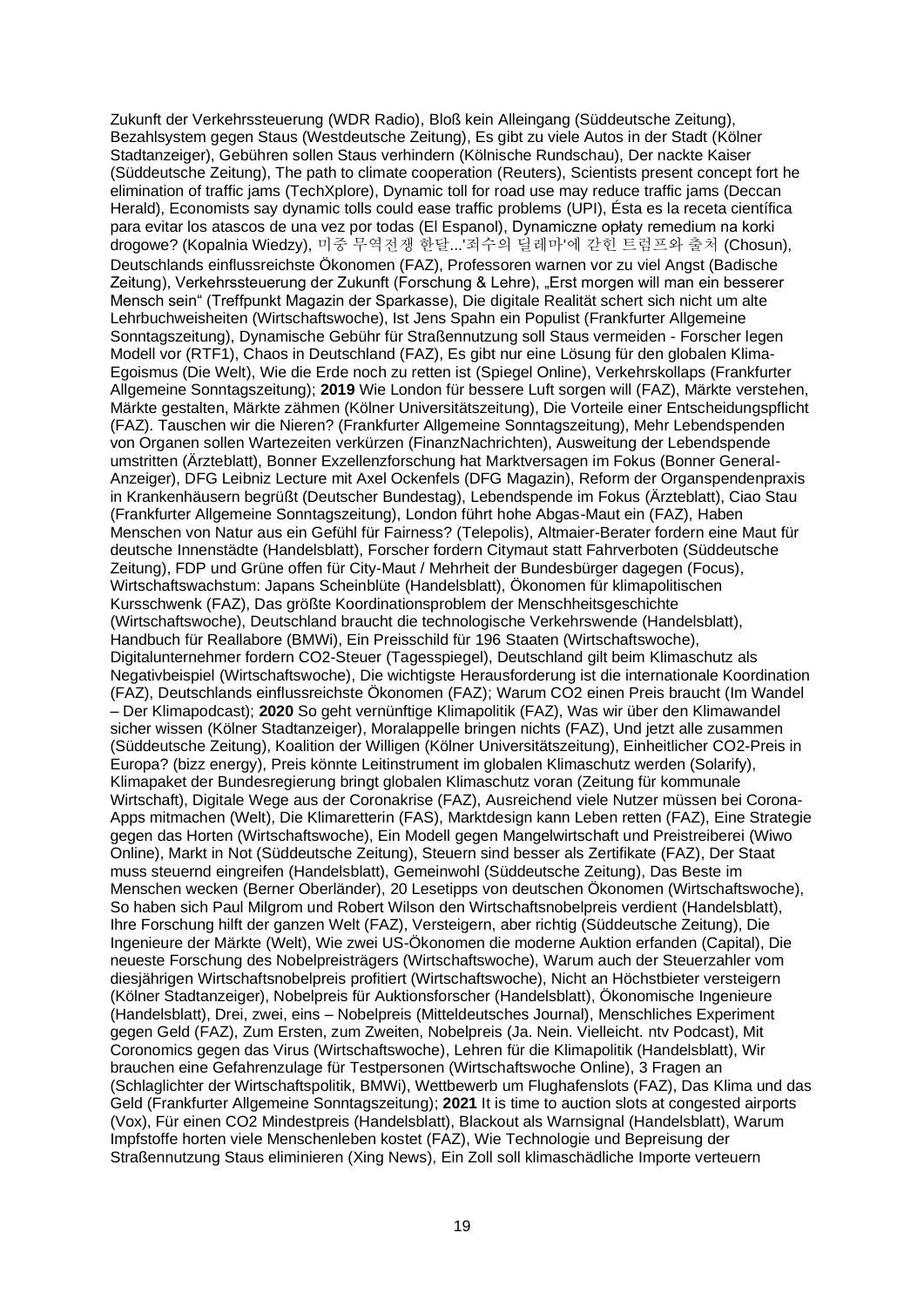Zukunft der Verkehrssteuerung (WDR Radio), Bloß kein Alleingang (Süddeutsche Zeitung), Bezahlsystem gegen Staus (Westdeutsche Zeitung), Es gibt zu viele Autos in der Stadt (Kölner Stadtanzeiger), Gebühren sollen Staus verhindern (Kölnische Rundschau), Der nackte Kaiser (Süddeutsche Zeitung), The path to climate cooperation (Reuters), Scientists present concept fort he elimination of traffic jams (TechXplore), Dynamic toll for road use may reduce traffic jams (Deccan Herald), Economists say dynamic tolls could ease traffic problems (UPI), Ésta es la receta científica para evitar los atascos de una vez por todas (El Espanol), Dynamiczne opłaty remedium na korki drogowe? (Kopalnia Wiedzy), 미중 무역전쟁 한달...'죄수의 딜레마'에 갇힌 트럼프와 출처 (Chosun), Deutschlands einflussreichste Ökonomen (FAZ), Professoren warnen vor zu viel Angst (Badische Zeitung), Verkehrssteuerung der Zukunft (Forschung & Lehre), „Erst morgen will man ein besserer Mensch sein" (Treffpunkt Magazin der Sparkasse), Die digitale Realität schert sich nicht um alte Lehrbuchweisheiten (Wirtschaftswoche), Ist Jens Spahn ein Populist (Frankfurter Allgemeine Sonntagszeitung), Dynamische Gebühr für Straßennutzung soll Staus vermeiden - Forscher legen Modell vor (RTF1), Chaos in Deutschland (FAZ), Es gibt nur eine Lösung für den globalen Klima-Egoismus (Die Welt), Wie die Erde noch zu retten ist (Spiegel Online), Verkehrskollaps (Frankfurter Allgemeine Sonntagszeitung); **2019** Wie London für bessere Luft sorgen will (FAZ), Märkte verstehen, Märkte gestalten, Märkte zähmen (Kölner Universitätszeitung), Die Vorteile einer Entscheidungspflicht (FAZ). Tauschen wir die Nieren? (Frankfurter Allgemeine Sonntagszeitung), Mehr Lebendspenden von Organen sollen Wartezeiten verkürzen (FinanzNachrichten), Ausweitung der Lebendspende umstritten (Ärzteblatt), Bonner Exzellenzforschung hat Marktversagen im Fokus (Bonner General-Anzeiger), DFG Leibniz Lecture mit Axel Ockenfels (DFG Magazin), Reform der Organspendenpraxis in Krankenhäusern begrüßt (Deutscher Bundestag), Lebendspende im Fokus (Ärzteblatt), Ciao Stau (Frankfurter Allgemeine Sonntagszeitung), London führt hohe Abgas-Maut ein (FAZ), Haben Menschen von Natur aus ein Gefühl für Fairness? (Telepolis), Altmaier-Berater fordern eine Maut für deutsche Innenstädte (Handelsblatt), Forscher fordern Citymaut statt Fahrverboten (Süddeutsche Zeitung), FDP und Grüne offen für City-Maut / Mehrheit der Bundesbürger dagegen (Focus), Wirtschaftswachstum: Japans Scheinblüte (Handelsblatt), Ökonomen für klimapolitischen Kursschwenk (FAZ), Das größte Koordinationsproblem der Menschheitsgeschichte (Wirtschaftswoche), Deutschland braucht die technologische Verkehrswende (Handelsblatt), Handbuch für Reallabore (BMWi), Ein Preisschild für 196 Staaten (Wirtschaftswoche), Digitalunternehmer fordern CO2-Steuer (Tagesspiegel), Deutschland gilt beim Klimaschutz als Negativbeispiel (Wirtschaftswoche), Die wichtigste Herausforderung ist die internationale Koordination (FAZ), Deutschlands einflussreichste Ökonomen (FAZ); Warum CO2 einen Preis braucht (Im Wandel – Der Klimapodcast); **2020** So geht vernünftige Klimapolitik (FAZ), Was wir über den Klimawandel sicher wissen (Kölner Stadtanzeiger), Moralappelle bringen nichts (FAZ), Und jetzt alle zusammen (Süddeutsche Zeitung), Koalition der Willigen (Kölner Universitätszeitung), Einheitlicher CO2-Preis in Europa? (bizz energy), Preis könnte Leitinstrument im globalen Klimaschutz werden (Solarify), Klimapaket der Bundesregierung bringt globalen Klimaschutz voran (Zeitung für kommunale Wirtschaft), Digitale Wege aus der Coronakrise (FAZ), Ausreichend viele Nutzer müssen bei Corona-Apps mitmachen (Welt), Die Klimaretterin (FAS), Marktdesign kann Leben retten (FAZ), Eine Strategie gegen das Horten (Wirtschaftswoche), Ein Modell gegen Mangelwirtschaft und Preistreiberei (Wiwo Online), Markt in Not (Süddeutsche Zeitung), Steuern sind besser als Zertifikate (FAZ), Der Staat muss steuernd eingreifen (Handelsblatt), Gemeinwohl (Süddeutsche Zeitung), Das Beste im Menschen wecken (Berner Oberländer), 20 Lesetipps von deutschen Ökonomen (Wirtschaftswoche), So haben sich Paul Milgrom und Robert Wilson den Wirtschaftsnobelpreis verdient (Handelsblatt), Ihre Forschung hilft der ganzen Welt (FAZ), Versteigern, aber richtig (Süddeutsche Zeitung), Die Ingenieure der Märkte (Welt), Wie zwei US-Ökonomen die moderne Auktion erfanden (Capital), Die neueste Forschung des Nobelpreisträgers (Wirtschaftswoche), Warum auch der Steuerzahler vom diesjährigen Wirtschaftsnobelpreis profitiert (Wirtschaftswoche), Nicht an Höchstbieter versteigern (Kölner Stadtanzeiger), Nobelpreis für Auktionsforscher (Handelsblatt), Ökonomische Ingenieure (Handelsblatt), Drei, zwei, eins – Nobelpreis (Mitteldeutsches Journal), Menschliches Experiment gegen Geld (FAZ), Zum Ersten, zum Zweiten, Nobelpreis (Ja. Nein. Vielleicht. ntv Podcast), Mit Coronomics gegen das Virus (Wirtschaftswoche), Lehren für die Klimapolitik (Handelsblatt), Wir brauchen eine Gefahrenzulage für Testpersonen (Wirtschaftswoche Online), 3 Fragen an (Schlaglichter der Wirtschaftspolitik, BMWi), Wettbewerb um Flughafenslots (FAZ), Das Klima und das Geld (Frankfurter Allgemeine Sonntagszeitung); **2021** It is time to auction slots at congested airports (Vox), Für einen CO2 Mindestpreis (Handelsblatt), Blackout als Warnsignal (Handelsblatt), Warum Impfstoffe horten viele Menschenleben kostet (FAZ), Wie Technologie und Bepreisung der Straßennutzung Staus eliminieren (Xing News), Ein Zoll soll klimaschädliche Importe verteuern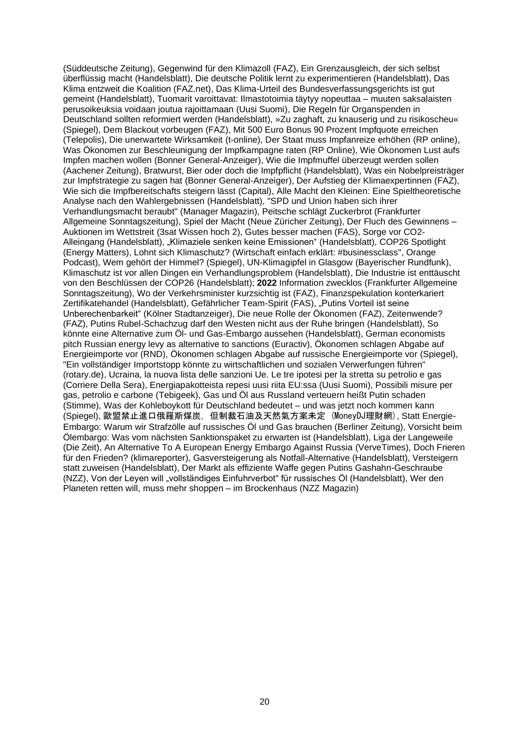(Süddeutsche Zeitung), Gegenwind für den Klimazoll (FAZ), Ein Grenzausgleich, der sich selbst überflüssig macht (Handelsblatt), Die deutsche Politik lernt zu experimentieren (Handelsblatt), Das Klima entzweit die Koalition (FAZ.net), Das Klima-Urteil des Bundesverfassungsgerichts ist gut gemeint (Handelsblatt), Tuomarit varoittavat: Ilmastotoimia täytyy nopeuttaa – muuten saksalaisten perusoikeuksia voidaan joutua rajoittamaan (Uusi Suomi), Die Regeln für Organspenden in Deutschland sollten reformiert werden (Handelsblatt), »Zu zaghaft, zu knauserig und zu risikoscheu« (Spiegel), Dem Blackout vorbeugen (FAZ), Mit 500 Euro Bonus 90 Prozent Impfquote erreichen (Telepolis), Die unerwartete Wirksamkeit (t-online), Der Staat muss Impfanreize erhöhen (RP online), Was Ökonomen zur Beschleunigung der Impfkampagne raten (RP Online), Wie Ökonomen Lust aufs Impfen machen wollen (Bonner General-Anzeiger), Wie die Impfmuffel überzeugt werden sollen (Aachener Zeitung), Bratwurst, Bier oder doch die Impfpflicht (Handelsblatt), Was ein Nobelpreisträger zur Impfstrategie zu sagen hat (Bonner General-Anzeiger), Der Aufstieg der Klimaexpertinnen (FAZ), Wie sich die Impfbereitschafts steigern lässt (Capital), Alle Macht den Kleinen: Eine Spieltheoretische Analyse nach den Wahlergebnissen (Handelsblatt), "SPD und Union haben sich ihrer Verhandlungsmacht beraubt" (Manager Magazin), Peitsche schlägt Zuckerbrot (Frankfurter Allgemeine Sonntagszeitung), Spiel der Macht (Neue Züricher Zeitung), Der Fluch des Gewinnens – Auktionen im Wettstreit (3sat Wissen hoch 2), Gutes besser machen (FAS), Sorge vor CO2-Alleingang (Handelsblatt), „Klimaziele senken keine Emissionen" (Handelsblatt), COP26 Spotlight (Energy Matters), Lohnt sich Klimaschutz? (Wirtschaft einfach erklärt: #businessclass", Orange Podcast), Wem gehört der Himmel? (Spiegel), UN-Klimagipfel in Glasgow (Bayerischer Rundfunk), Klimaschutz ist vor allen Dingen ein Verhandlungsproblem (Handelsblatt), Die Industrie ist enttäuscht von den Beschlüssen der COP26 (Handelsblatt); **2022** Information zwecklos (Frankfurter Allgemeine Sonntagszeitung), Wo der Verkehrsminister kurzsichtig ist (FAZ), Finanzspekulation konterkariert Zertifikatehandel (Handelsblatt), Gefährlicher Team-Spirit (FAS), „Putins Vorteil ist seine Unberechenbarkeit" (Kölner Stadtanzeiger), Die neue Rolle der Ökonomen (FAZ), Zeitenwende? (FAZ), Putins Rubel-Schachzug darf den Westen nicht aus der Ruhe bringen (Handelsblatt), So könnte eine Alternative zum Öl- und Gas-Embargo aussehen (Handelsblatt), German economists pitch Russian energy levy as alternative to sanctions (Euractiv), Ökonomen schlagen Abgabe auf Energieimporte vor (RND), Ökonomen schlagen Abgabe auf russische Energieimporte vor (Spiegel), "Ein vollständiger Importstopp könnte zu wirtschaftlichen und sozialen Verwerfungen führen" (rotary.de), Ucraina, la nuova lista delle sanzioni Ue. Le tre ipotesi per la stretta su petrolio e gas (Corriere Della Sera), Energiapakotteista repesi uusi riita EU:ssa (Uusi Suomi), Possibili misure per gas, petrolio e carbone (Tebigeek), Gas und Öl aus Russland verteuern heißt Putin schaden (Stimme), Was der Kohleboykott für Deutschland bedeutet – und was jetzt noch kommen kann (Spiegel), 歐盟禁止進口俄羅斯煤炭，但制裁石油及天然氣方案未定 (MoneyDJ理財網), Statt Energie-Embargo: Warum wir Strafzölle auf russisches Öl und Gas brauchen (Berliner Zeitung), Vorsicht beim Ölembargo: Was vom nächsten Sanktionspaket zu erwarten ist (Handelsblatt), Liga der Langeweile (Die Zeit), An Alternative To A European Energy Embargo Against Russia (VerveTimes), Doch Frieren für den Frieden? (klimareporter), Gasversteigerung als Notfall-Alternative (Handelsblatt), Versteigern statt zuweisen (Handelsblatt), Der Markt als effiziente Waffe gegen Putins Gashahn-Geschraube (NZZ), Von der Leyen will „vollständiges Einfuhrverbot" für russisches Öl (Handelsblatt), Wer den Planeten retten will, muss mehr shoppen – im Brockenhaus (NZZ Magazin)